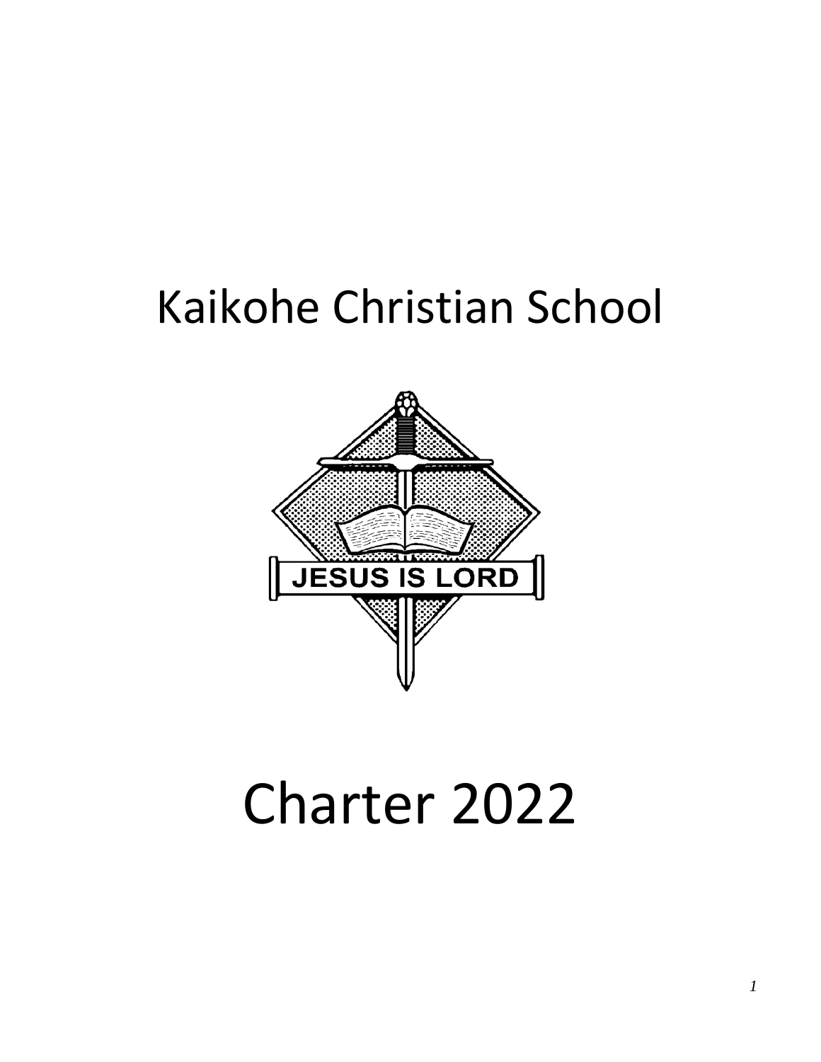# Kaikohe Christian School

JESUS IS LORD

# Charter 2022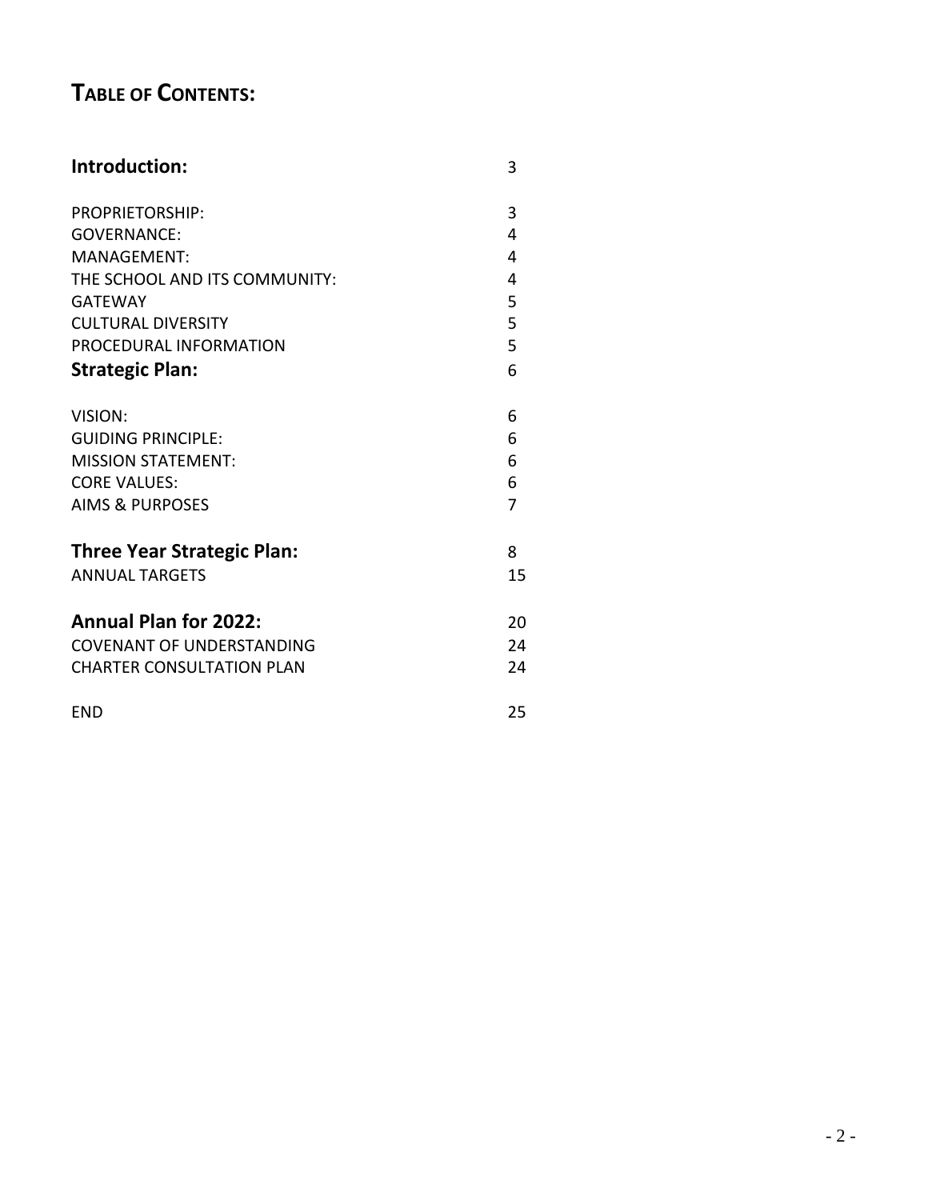# TABLE OF CONTENTS:

| | |
|---|---|
| **Introduction:** | 3 |
| PROPRIETORSHIP: | 3 |
| GOVERNANCE: | 4 |
| MANAGEMENT: | 4 |
| THE SCHOOL AND ITS COMMUNITY: | 4 |
| GATEWAY | 5 |
| CULTURAL DIVERSITY | 5 |
| PROCEDURAL INFORMATION | 5 |
| **Strategic Plan:** | 6 |
| VISION: | 6 |
| GUIDING PRINCIPLE: | 6 |
| MISSION STATEMENT: | 6 |
| CORE VALUES: | 6 |
| AIMS & PURPOSES | 7 |
| **Three Year Strategic Plan:** | 8 |
| ANNUAL TARGETS | 15 |
| **Annual Plan for 2022:** | 20 |
| COVENANT OF UNDERSTANDING | 24 |
| CHARTER CONSULTATION PLAN | 24 |
| END | 25 |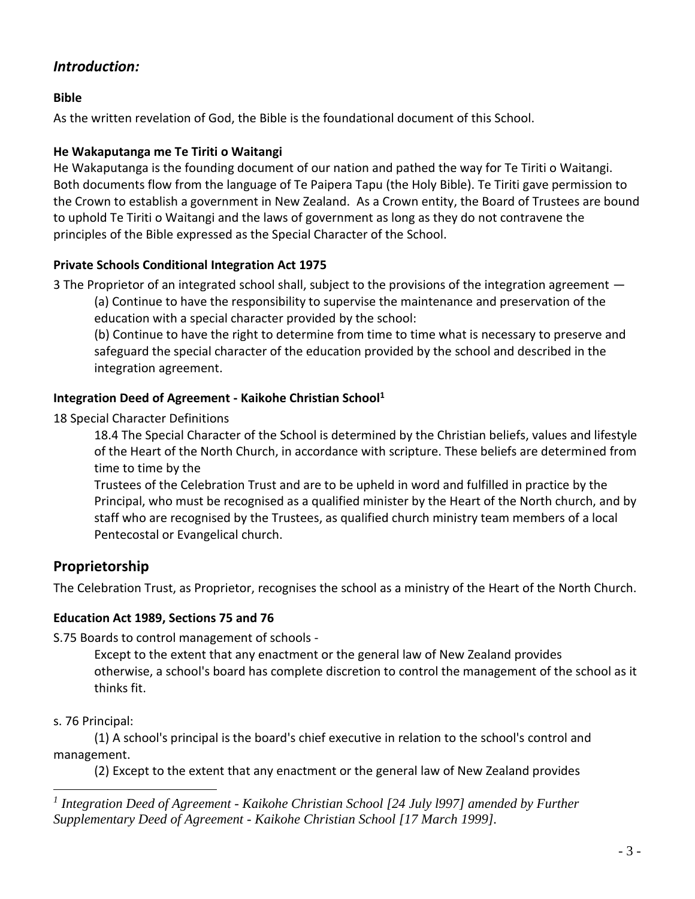## *Introduction:*

**Bible**

As the written revelation of God, the Bible is the foundational document of this School.

**He Wakaputanga me Te Tiriti o Waitangi**

He Wakaputanga is the founding document of our nation and pathed the way for Te Tiriti o Waitangi. Both documents flow from the language of Te Paipera Tapu (the Holy Bible). Te Tiriti gave permission to the Crown to establish a government in New Zealand. As a Crown entity, the Board of Trustees are bound to uphold Te Tiriti o Waitangi and the laws of government as long as they do not contravene the principles of the Bible expressed as the Special Character of the School.

**Private Schools Conditional Integration Act 1975**

3 The Proprietor of an integrated school shall, subject to the provisions of the integration agreement —

> (a) Continue to have the responsibility to supervise the maintenance and preservation of the education with a special character provided by the school:
>
> (b) Continue to have the right to determine from time to time what is necessary to preserve and safeguard the special character of the education provided by the school and described in the integration agreement.

**Integration Deed of Agreement - Kaikohe Christian School[1]**

18 Special Character Definitions

> 18.4 The Special Character of the School is determined by the Christian beliefs, values and lifestyle of the Heart of the North Church, in accordance with scripture. These beliefs are determined from time to time by the
>
> Trustees of the Celebration Trust and are to be upheld in word and fulfilled in practice by the Principal, who must be recognised as a qualified minister by the Heart of the North church, and by staff who are recognised by the Trustees, as qualified church ministry team members of a local Pentecostal or Evangelical church.

## Proprietorship

The Celebration Trust, as Proprietor, recognises the school as a ministry of the Heart of the North Church.

**Education Act 1989, Sections 75 and 76**

S.75 Boards to control management of schools -

> Except to the extent that any enactment or the general law of New Zealand provides otherwise, a school's board has complete discretion to control the management of the school as it thinks fit.

s. 76 Principal:

> (1) A school's principal is the board's chief executive in relation to the school's control and management.
>
> (2) Except to the extent that any enactment or the general law of New Zealand provides

---

[1] *Integration Deed of Agreement - Kaikohe Christian School [24 July l997] amended by Further Supplementary Deed of Agreement - Kaikohe Christian School [17 March 1999].*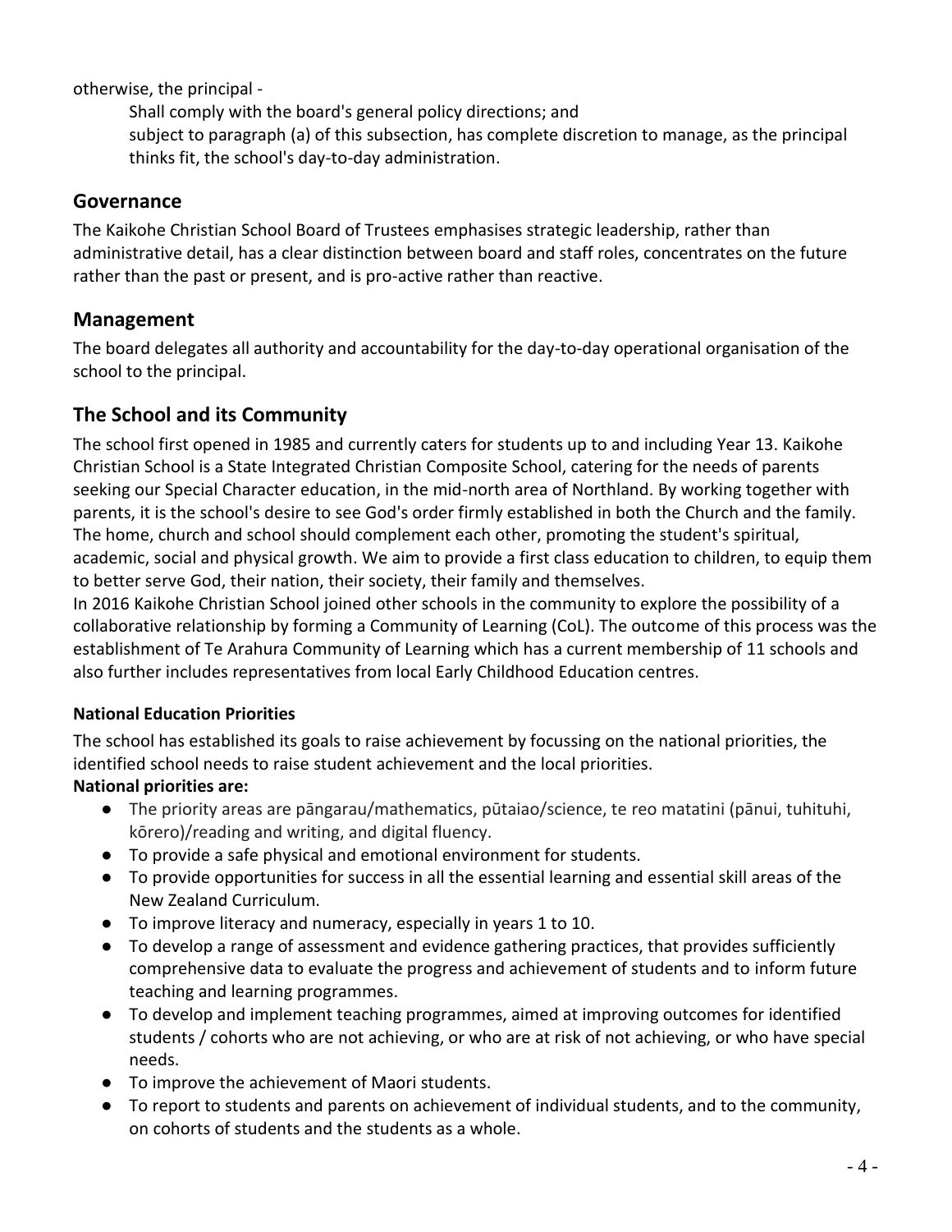otherwise, the principal -

Shall comply with the board's general policy directions; and

subject to paragraph (a) of this subsection, has complete discretion to manage, as the principal thinks fit, the school's day-to-day administration.

## Governance

The Kaikohe Christian School Board of Trustees emphasises strategic leadership, rather than administrative detail, has a clear distinction between board and staff roles, concentrates on the future rather than the past or present, and is pro-active rather than reactive.

## Management

The board delegates all authority and accountability for the day-to-day operational organisation of the school to the principal.

## The School and its Community

The school first opened in 1985 and currently caters for students up to and including Year 13. Kaikohe Christian School is a State Integrated Christian Composite School, catering for the needs of parents seeking our Special Character education, in the mid-north area of Northland. By working together with parents, it is the school's desire to see God's order firmly established in both the Church and the family. The home, church and school should complement each other, promoting the student's spiritual, academic, social and physical growth. We aim to provide a first class education to children, to equip them to better serve God, their nation, their society, their family and themselves.

In 2016 Kaikohe Christian School joined other schools in the community to explore the possibility of a collaborative relationship by forming a Community of Learning (CoL). The outcome of this process was the establishment of Te Arahura Community of Learning which has a current membership of 11 schools and also further includes representatives from local Early Childhood Education centres.

### National Education Priorities

The school has established its goals to raise achievement by focussing on the national priorities, the identified school needs to raise student achievement and the local priorities.

**National priorities are:**

- The priority areas are pāngarau/mathematics, pūtaiao/science, te reo matatini (pānui, tuhituhi, kōrero)/reading and writing, and digital fluency.
- To provide a safe physical and emotional environment for students.
- To provide opportunities for success in all the essential learning and essential skill areas of the New Zealand Curriculum.
- To improve literacy and numeracy, especially in years 1 to 10.
- To develop a range of assessment and evidence gathering practices, that provides sufficiently comprehensive data to evaluate the progress and achievement of students and to inform future teaching and learning programmes.
- To develop and implement teaching programmes, aimed at improving outcomes for identified students / cohorts who are not achieving, or who are at risk of not achieving, or who have special needs.
- To improve the achievement of Maori students.
- To report to students and parents on achievement of individual students, and to the community, on cohorts of students and the students as a whole.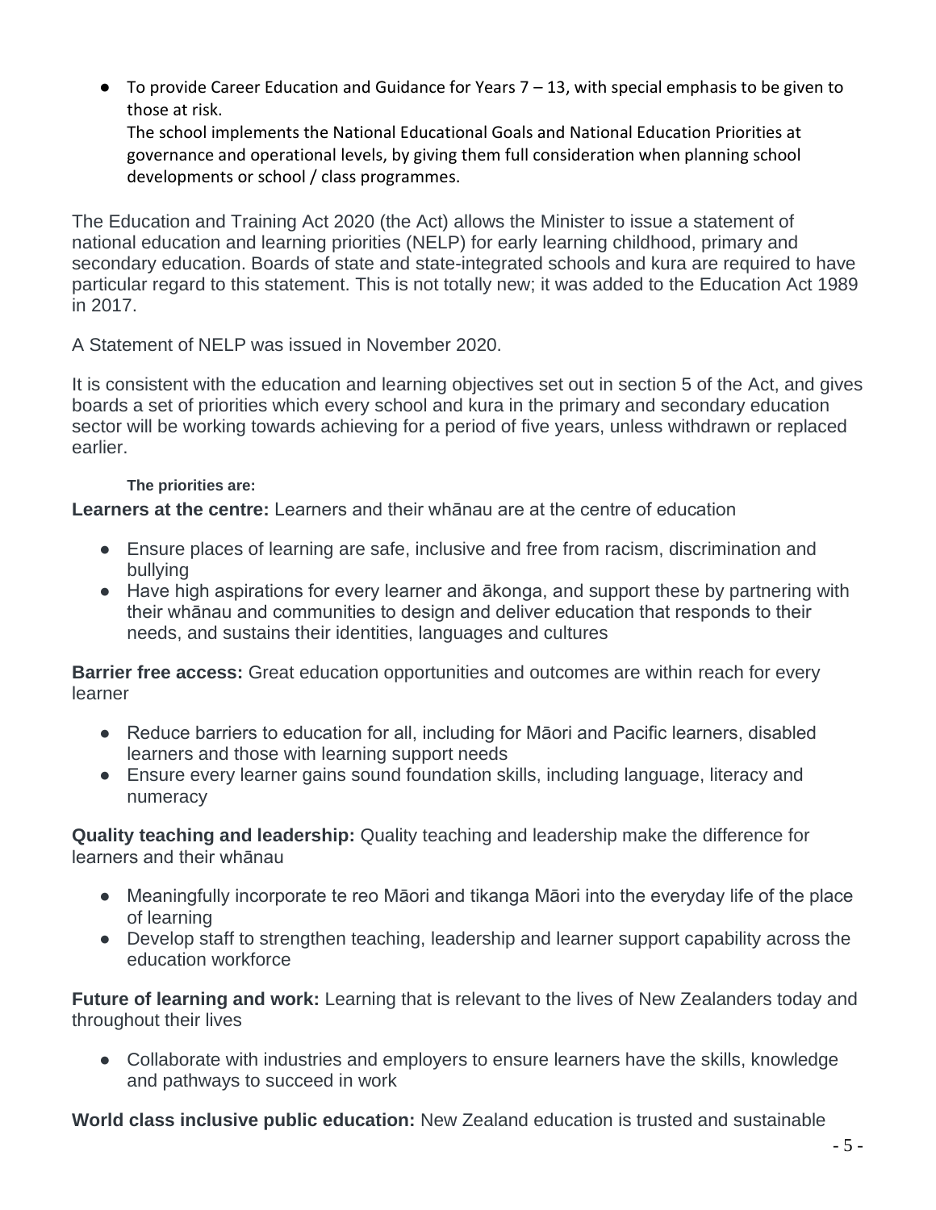- To provide Career Education and Guidance for Years 7 – 13, with special emphasis to be given to those at risk.
  The school implements the National Educational Goals and National Education Priorities at governance and operational levels, by giving them full consideration when planning school developments or school / class programmes.

The Education and Training Act 2020 (the Act) allows the Minister to issue a statement of national education and learning priorities (NELP) for early learning childhood, primary and secondary education. Boards of state and state-integrated schools and kura are required to have particular regard to this statement. This is not totally new; it was added to the Education Act 1989 in 2017.

A Statement of NELP was issued in November 2020.

It is consistent with the education and learning objectives set out in section 5 of the Act, and gives boards a set of priorities which every school and kura in the primary and secondary education sector will be working towards achieving for a period of five years, unless withdrawn or replaced earlier.

**The priorities are:**

**Learners at the centre:** Learners and their whānau are at the centre of education

- Ensure places of learning are safe, inclusive and free from racism, discrimination and bullying
- Have high aspirations for every learner and ākonga, and support these by partnering with their whānau and communities to design and deliver education that responds to their needs, and sustains their identities, languages and cultures

**Barrier free access:** Great education opportunities and outcomes are within reach for every learner

- Reduce barriers to education for all, including for Māori and Pacific learners, disabled learners and those with learning support needs
- Ensure every learner gains sound foundation skills, including language, literacy and numeracy

**Quality teaching and leadership:** Quality teaching and leadership make the difference for learners and their whānau

- Meaningfully incorporate te reo Māori and tikanga Māori into the everyday life of the place of learning
- Develop staff to strengthen teaching, leadership and learner support capability across the education workforce

**Future of learning and work:** Learning that is relevant to the lives of New Zealanders today and throughout their lives

- Collaborate with industries and employers to ensure learners have the skills, knowledge and pathways to succeed in work

**World class inclusive public education:** New Zealand education is trusted and sustainable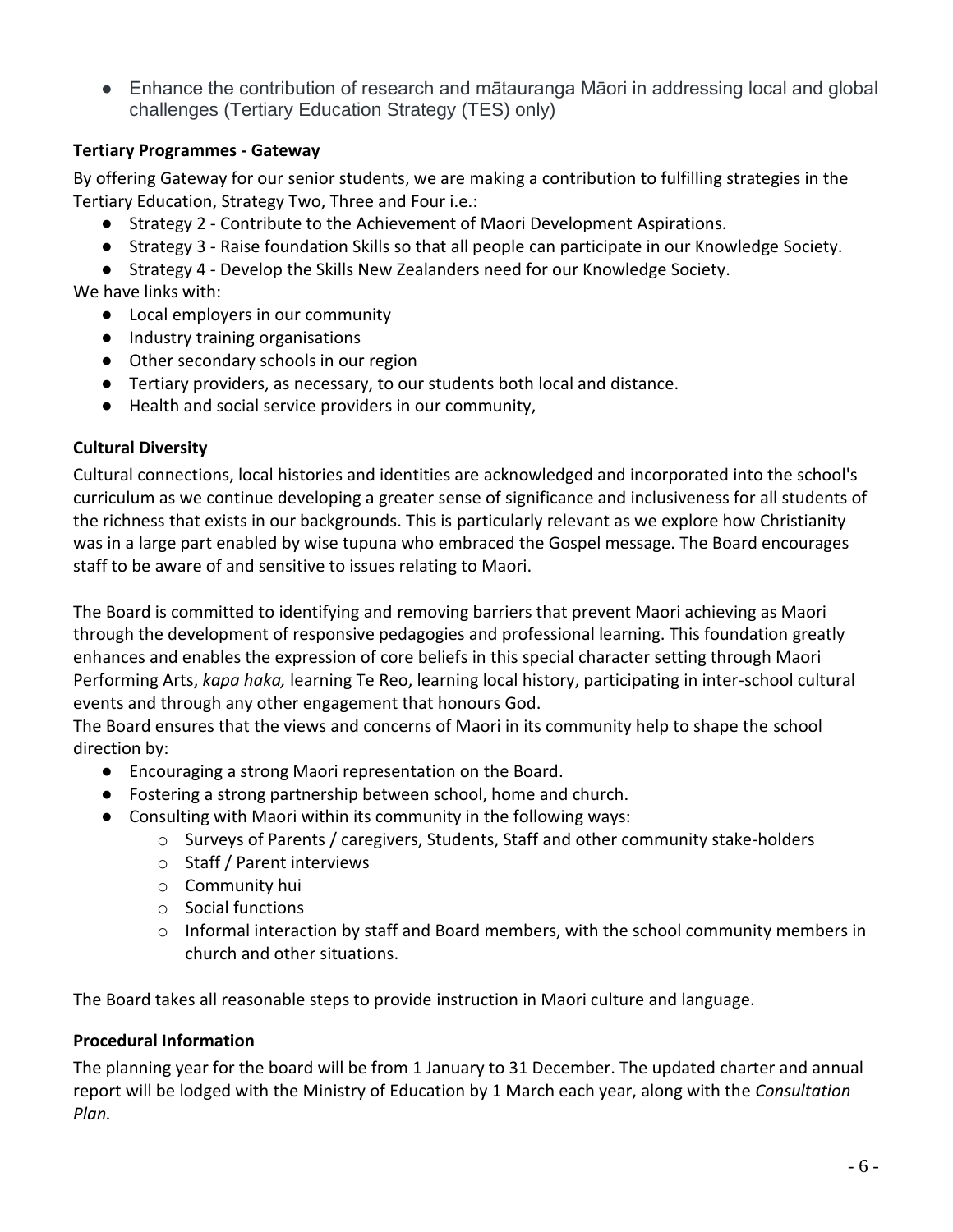- Enhance the contribution of research and mātauranga Māori in addressing local and global challenges (Tertiary Education Strategy (TES) only)

**Tertiary Programmes - Gateway**

By offering Gateway for our senior students, we are making a contribution to fulfilling strategies in the Tertiary Education, Strategy Two, Three and Four i.e.:

- Strategy 2 - Contribute to the Achievement of Maori Development Aspirations.
- Strategy 3 - Raise foundation Skills so that all people can participate in our Knowledge Society.
- Strategy 4 - Develop the Skills New Zealanders need for our Knowledge Society.

We have links with:

- Local employers in our community
- Industry training organisations
- Other secondary schools in our region
- Tertiary providers, as necessary, to our students both local and distance.
- Health and social service providers in our community,

**Cultural Diversity**

Cultural connections, local histories and identities are acknowledged and incorporated into the school's curriculum as we continue developing a greater sense of significance and inclusiveness for all students of the richness that exists in our backgrounds. This is particularly relevant as we explore how Christianity was in a large part enabled by wise tupuna who embraced the Gospel message. The Board encourages staff to be aware of and sensitive to issues relating to Maori.

The Board is committed to identifying and removing barriers that prevent Maori achieving as Maori through the development of responsive pedagogies and professional learning. This foundation greatly enhances and enables the expression of core beliefs in this special character setting through Maori Performing Arts, *kapa haka,* learning Te Reo, learning local history, participating in inter-school cultural events and through any other engagement that honours God.

The Board ensures that the views and concerns of Maori in its community help to shape the school direction by:

- Encouraging a strong Maori representation on the Board.
- Fostering a strong partnership between school, home and church.
- Consulting with Maori within its community in the following ways:
  - Surveys of Parents / caregivers, Students, Staff and other community stake-holders
  - Staff / Parent interviews
  - Community hui
  - Social functions
  - Informal interaction by staff and Board members, with the school community members in church and other situations.

The Board takes all reasonable steps to provide instruction in Maori culture and language.

**Procedural Information**

The planning year for the board will be from 1 January to 31 December. The updated charter and annual report will be lodged with the Ministry of Education by 1 March each year, along with the *Consultation Plan.*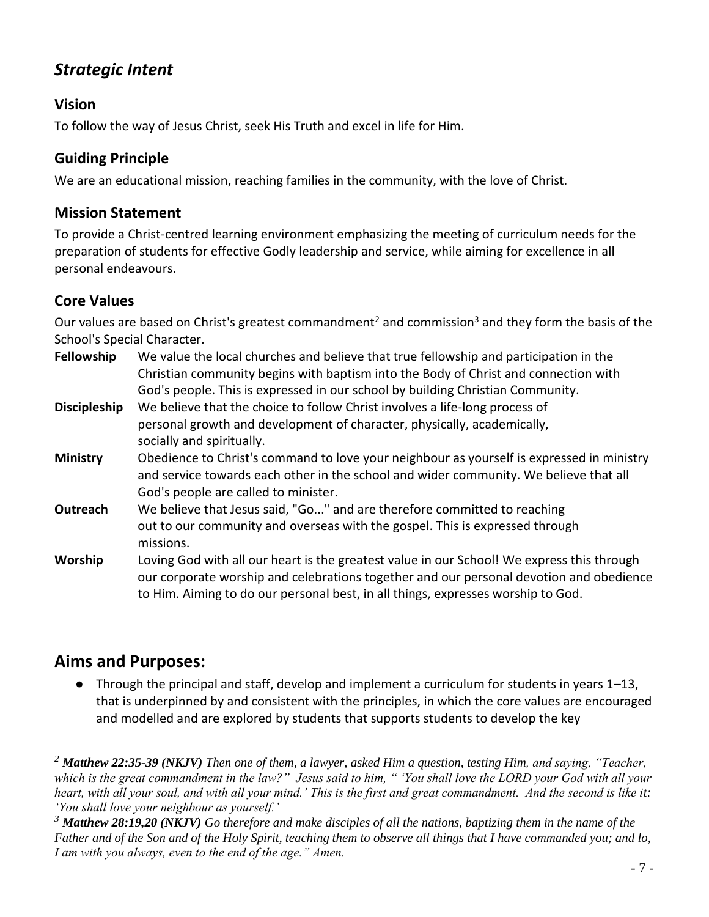## *Strategic Intent*

### Vision

To follow the way of Jesus Christ, seek His Truth and excel in life for Him.

### Guiding Principle

We are an educational mission, reaching families in the community, with the love of Christ.

### Mission Statement

To provide a Christ-centred learning environment emphasizing the meeting of curriculum needs for the preparation of students for effective Godly leadership and service, while aiming for excellence in all personal endeavours.

### Core Values

Our values are based on Christ's greatest commandment[2] and commission[3] and they form the basis of the School's Special Character.

**Fellowship** We value the local churches and believe that true fellowship and participation in the Christian community begins with baptism into the Body of Christ and connection with God's people. This is expressed in our school by building Christian Community.

**Discipleship** We believe that the choice to follow Christ involves a life-long process of personal growth and development of character, physically, academically, socially and spiritually.

**Ministry** Obedience to Christ's command to love your neighbour as yourself is expressed in ministry and service towards each other in the school and wider community. We believe that all God's people are called to minister.

**Outreach** We believe that Jesus said, "Go..." and are therefore committed to reaching out to our community and overseas with the gospel. This is expressed through missions.

**Worship** Loving God with all our heart is the greatest value in our School! We express this through our corporate worship and celebrations together and our personal devotion and obedience to Him. Aiming to do our personal best, in all things, expresses worship to God.

## Aims and Purposes:

- Through the principal and staff, develop and implement a curriculum for students in years 1–13, that is underpinned by and consistent with the principles, in which the core values are encouraged and modelled and are explored by students that supports students to develop the key

---

[2] ***Matthew 22:35-39 (NKJV)*** *Then one of them, a lawyer, asked Him a question, testing Him, and saying, "Teacher, which is the great commandment in the law?" Jesus said to him, " 'You shall love the LORD your God with all your heart, with all your soul, and with all your mind.' This is the first and great commandment. And the second is like it: 'You shall love your neighbour as yourself.'*

[3] ***Matthew 28:19,20 (NKJV)*** *Go therefore and make disciples of all the nations, baptizing them in the name of the Father and of the Son and of the Holy Spirit, teaching them to observe all things that I have commanded you; and lo, I am with you always, even to the end of the age." Amen.*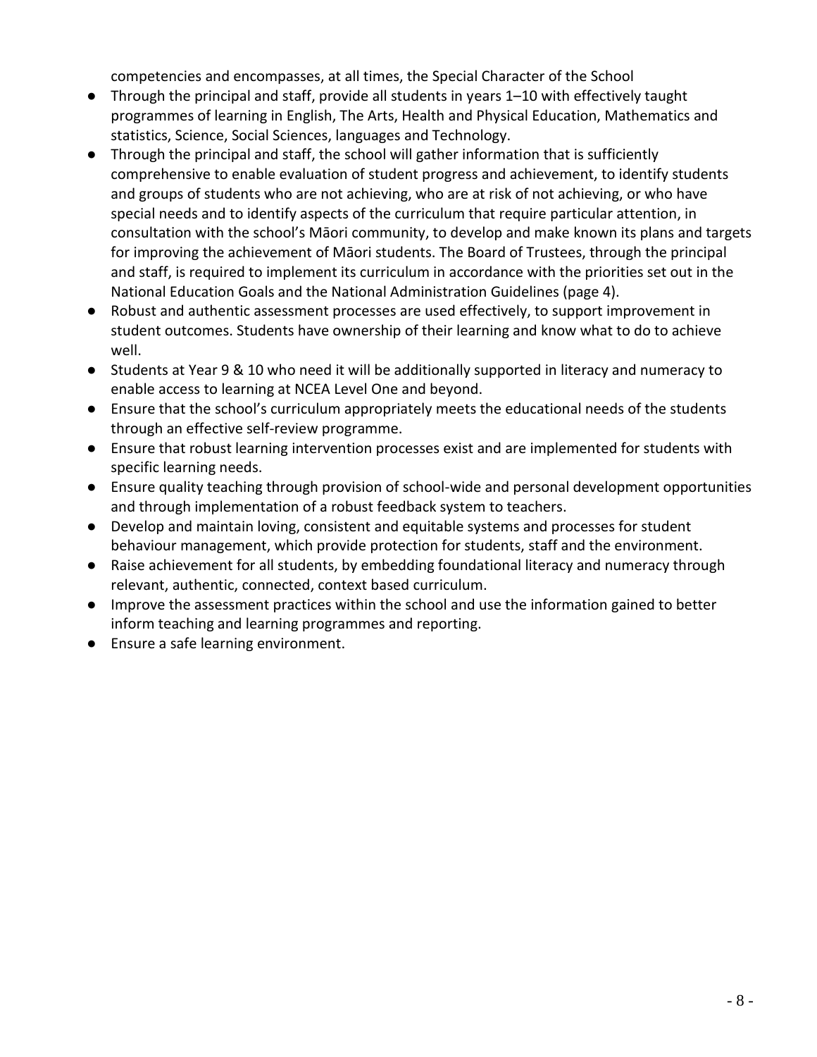competencies and encompasses, at all times, the Special Character of the School

- Through the principal and staff, provide all students in years 1–10 with effectively taught programmes of learning in English, The Arts, Health and Physical Education, Mathematics and statistics, Science, Social Sciences, languages and Technology.
- Through the principal and staff, the school will gather information that is sufficiently comprehensive to enable evaluation of student progress and achievement, to identify students and groups of students who are not achieving, who are at risk of not achieving, or who have special needs and to identify aspects of the curriculum that require particular attention, in consultation with the school's Māori community, to develop and make known its plans and targets for improving the achievement of Māori students. The Board of Trustees, through the principal and staff, is required to implement its curriculum in accordance with the priorities set out in the National Education Goals and the National Administration Guidelines (page 4).
- Robust and authentic assessment processes are used effectively, to support improvement in student outcomes. Students have ownership of their learning and know what to do to achieve well.
- Students at Year 9 & 10 who need it will be additionally supported in literacy and numeracy to enable access to learning at NCEA Level One and beyond.
- Ensure that the school's curriculum appropriately meets the educational needs of the students through an effective self-review programme.
- Ensure that robust learning intervention processes exist and are implemented for students with specific learning needs.
- Ensure quality teaching through provision of school-wide and personal development opportunities and through implementation of a robust feedback system to teachers.
- Develop and maintain loving, consistent and equitable systems and processes for student behaviour management, which provide protection for students, staff and the environment.
- Raise achievement for all students, by embedding foundational literacy and numeracy through relevant, authentic, connected, context based curriculum.
- Improve the assessment practices within the school and use the information gained to better inform teaching and learning programmes and reporting.
- Ensure a safe learning environment.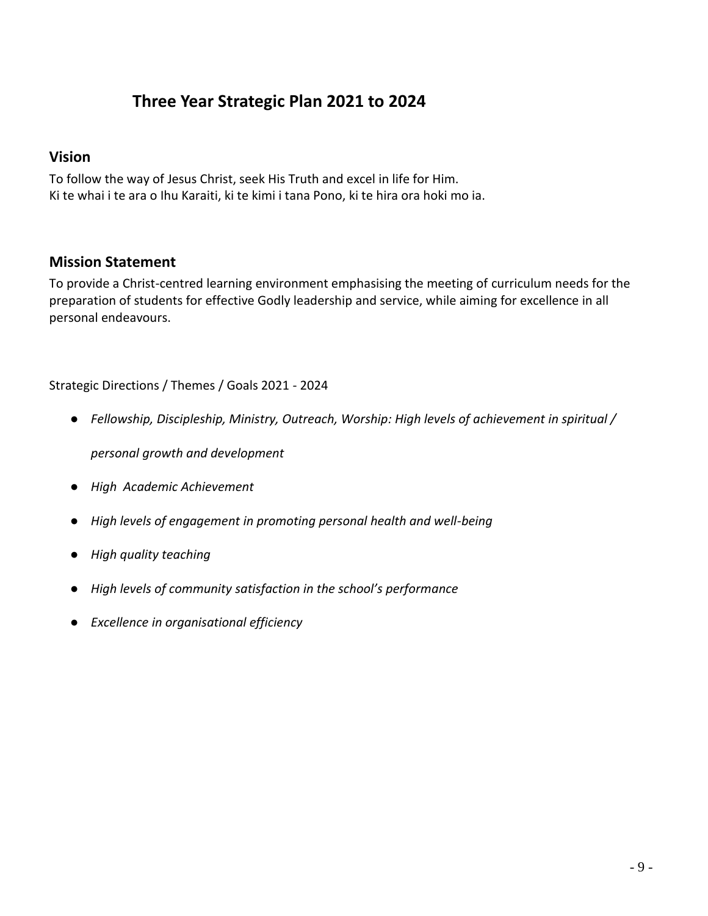# Three Year Strategic Plan 2021 to 2024

## Vision

To follow the way of Jesus Christ, seek His Truth and excel in life for Him.
Ki te whai i te ara o Ihu Karaiti, ki te kimi i tana Pono, ki te hira ora hoki mo ia.

## Mission Statement

To provide a Christ-centred learning environment emphasising the meeting of curriculum needs for the preparation of students for effective Godly leadership and service, while aiming for excellence in all personal endeavours.

Strategic Directions / Themes / Goals 2021 - 2024

- *Fellowship, Discipleship, Ministry, Outreach, Worship: High levels of achievement in spiritual / personal growth and development*
- *High Academic Achievement*
- *High levels of engagement in promoting personal health and well-being*
- *High quality teaching*
- *High levels of community satisfaction in the school's performance*
- *Excellence in organisational efficiency*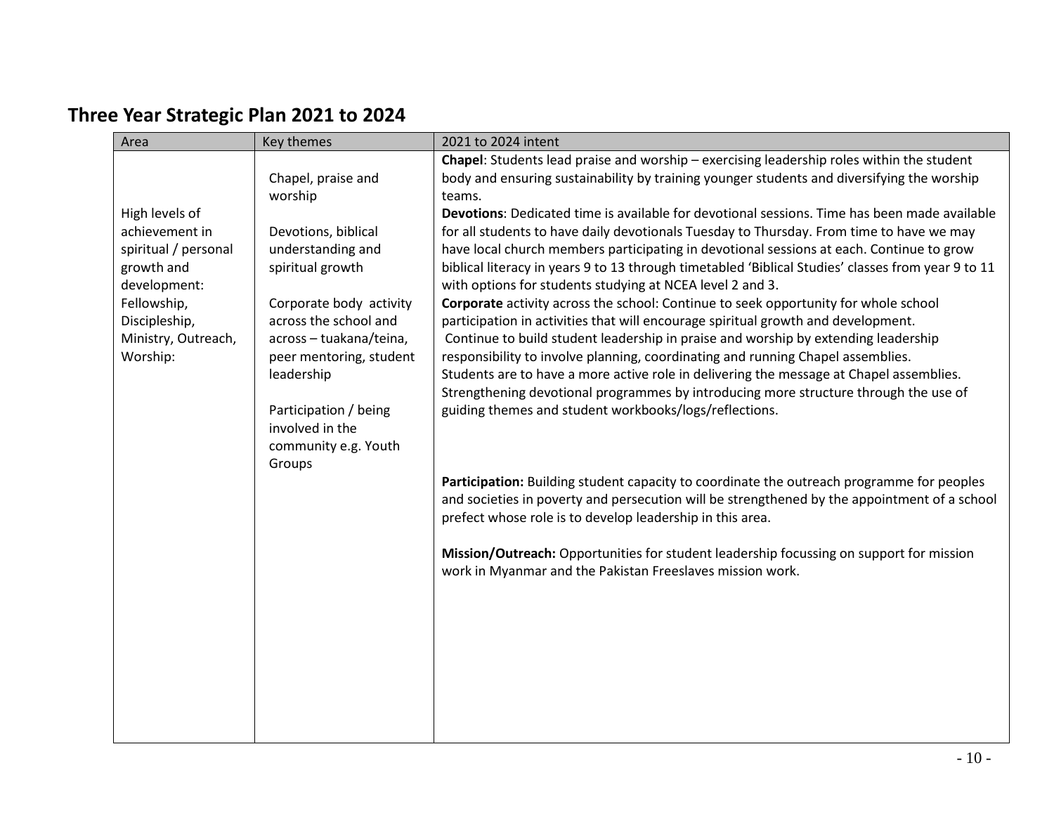## Three Year Strategic Plan 2021 to 2024

| Area | Key themes | 2021 to 2024 intent |
|---|---|---|
| High levels of achievement in spiritual / personal growth and development: Fellowship, Discipleship, Ministry, Outreach, Worship: | Chapel, praise and worship<br><br>Devotions, biblical understanding and spiritual growth<br><br>Corporate body activity across the school and across – tuakana/teina, peer mentoring, student leadership<br><br>Participation / being involved in the community e.g. Youth Groups | **Chapel**: Students lead praise and worship – exercising leadership roles within the student body and ensuring sustainability by training younger students and diversifying the worship teams.<br>**Devotions**: Dedicated time is available for devotional sessions. Time has been made available for all students to have daily devotionals Tuesday to Thursday. From time to have we may have local church members participating in devotional sessions at each. Continue to grow biblical literacy in years 9 to 13 through timetabled 'Biblical Studies' classes from year 9 to 11 with options for students studying at NCEA level 2 and 3.<br>**Corporate** activity across the school: Continue to seek opportunity for whole school participation in activities that will encourage spiritual growth and development.<br>Continue to build student leadership in praise and worship by extending leadership responsibility to involve planning, coordinating and running Chapel assemblies.<br>Students are to have a more active role in delivering the message at Chapel assemblies.<br>Strengthening devotional programmes by introducing more structure through the use of guiding themes and student workbooks/logs/reflections.<br><br>**Participation:** Building student capacity to coordinate the outreach programme for peoples and societies in poverty and persecution will be strengthened by the appointment of a school prefect whose role is to develop leadership in this area.<br><br>**Mission/Outreach:** Opportunities for student leadership focussing on support for mission work in Myanmar and the Pakistan Freeslaves mission work. |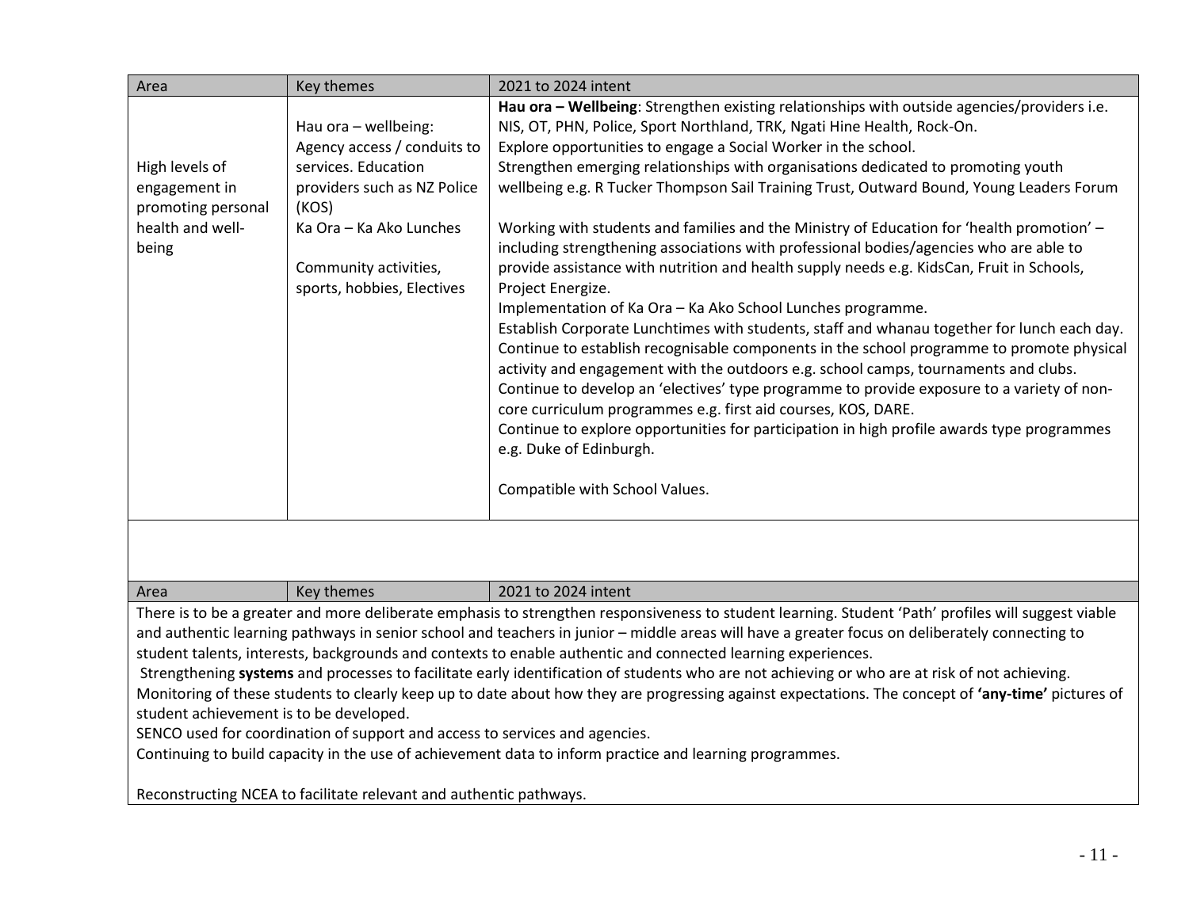| Area | Key themes | 2021 to 2024 intent |
|---|---|---|
| High levels of engagement in promoting personal health and well-being | Hau ora – wellbeing: Agency access / conduits to services. Education providers such as NZ Police (KOS)<br>Ka Ora – Ka Ako Lunches<br><br>Community activities, sports, hobbies, Electives | **Hau ora – Wellbeing**: Strengthen existing relationships with outside agencies/providers i.e. NIS, OT, PHN, Police, Sport Northland, TRK, Ngati Hine Health, Rock-On.<br>Explore opportunities to engage a Social Worker in the school.<br>Strengthen emerging relationships with organisations dedicated to promoting youth wellbeing e.g. R Tucker Thompson Sail Training Trust, Outward Bound, Young Leaders Forum<br><br>Working with students and families and the Ministry of Education for 'health promotion' – including strengthening associations with professional bodies/agencies who are able to provide assistance with nutrition and health supply needs e.g. KidsCan, Fruit in Schools, Project Energize.<br>Implementation of Ka Ora – Ka Ako School Lunches programme.<br>Establish Corporate Lunchtimes with students, staff and whanau together for lunch each day.<br>Continue to establish recognisable components in the school programme to promote physical activity and engagement with the outdoors e.g. school camps, tournaments and clubs.<br>Continue to develop an 'electives' type programme to provide exposure to a variety of non-core curriculum programmes e.g. first aid courses, KOS, DARE.<br>Continue to explore opportunities for participation in high profile awards type programmes e.g. Duke of Edinburgh.<br><br>Compatible with School Values. |

| Area | Key themes | 2021 to 2024 intent |
|---|---|---|

There is to be a greater and more deliberate emphasis to strengthen responsiveness to student learning. Student 'Path' profiles will suggest viable and authentic learning pathways in senior school and teachers in junior – middle areas will have a greater focus on deliberately connecting to student talents, interests, backgrounds and contexts to enable authentic and connected learning experiences.
Strengthening **systems** and processes to facilitate early identification of students who are not achieving or who are at risk of not achieving. Monitoring of these students to clearly keep up to date about how they are progressing against expectations. The concept of **'any-time'** pictures of student achievement is to be developed.
SENCO used for coordination of support and access to services and agencies.
Continuing to build capacity in the use of achievement data to inform practice and learning programmes.

Reconstructing NCEA to facilitate relevant and authentic pathways.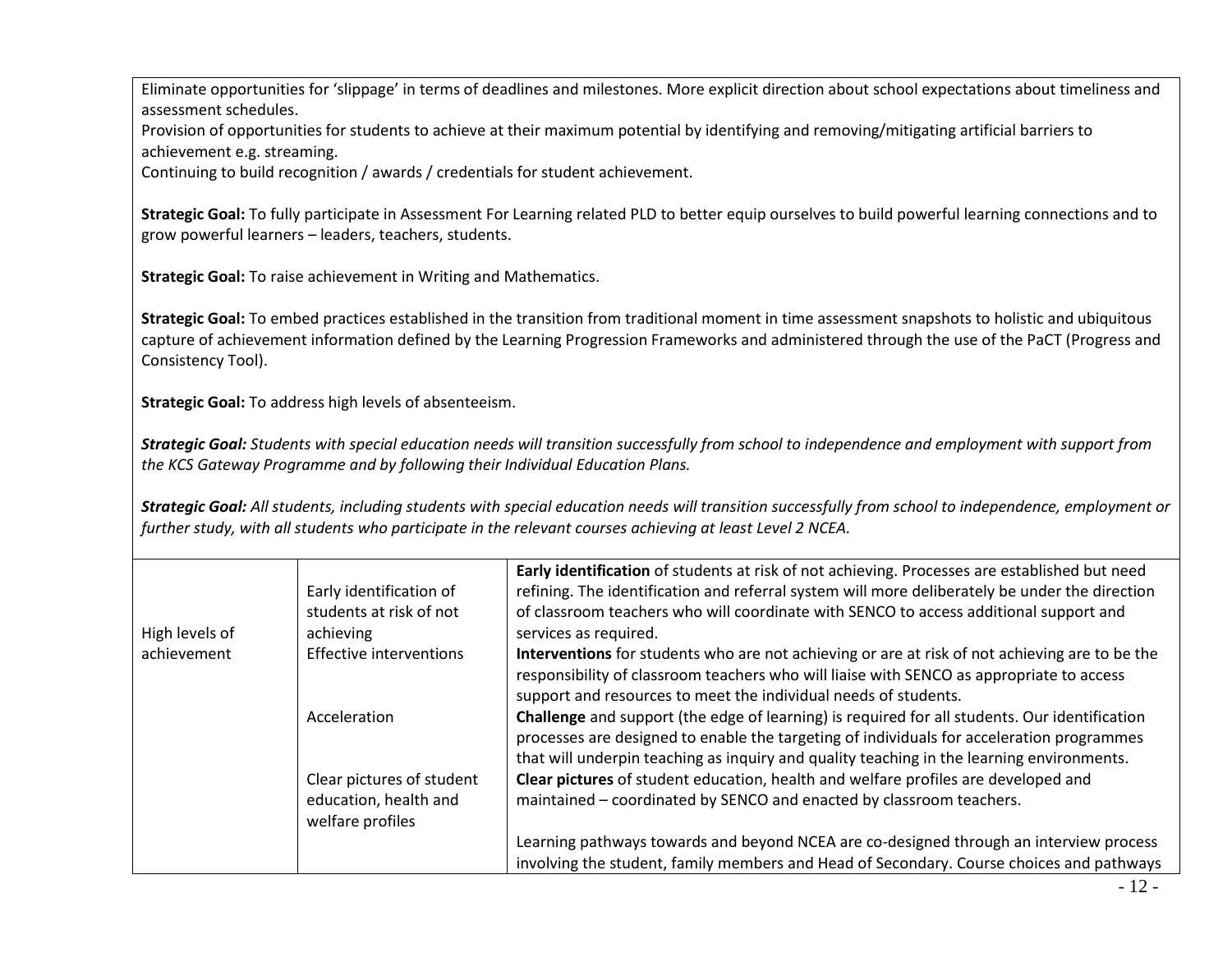Eliminate opportunities for 'slippage' in terms of deadlines and milestones. More explicit direction about school expectations about timeliness and assessment schedules.
Provision of opportunities for students to achieve at their maximum potential by identifying and removing/mitigating artificial barriers to achievement e.g. streaming.
Continuing to build recognition / awards / credentials for student achievement.

**Strategic Goal:** To fully participate in Assessment For Learning related PLD to better equip ourselves to build powerful learning connections and to grow powerful learners – leaders, teachers, students.

**Strategic Goal:** To raise achievement in Writing and Mathematics.

**Strategic Goal:** To embed practices established in the transition from traditional moment in time assessment snapshots to holistic and ubiquitous capture of achievement information defined by the Learning Progression Frameworks and administered through the use of the PaCT (Progress and Consistency Tool).

**Strategic Goal:** To address high levels of absenteeism.

***Strategic Goal:*** *Students with special education needs will transition successfully from school to independence and employment with support from the KCS Gateway Programme and by following their Individual Education Plans.*

***Strategic Goal:*** *All students, including students with special education needs will transition successfully from school to independence, employment or further study, with all students who participate in the relevant courses achieving at least Level 2 NCEA.*

| | | |
|---|---|---|
| High levels of achievement | Early identification of students at risk of not achieving<br>Effective interventions<br><br>Acceleration<br><br>Clear pictures of student education, health and welfare profiles | **Early identification** of students at risk of not achieving. Processes are established but need refining. The identification and referral system will more deliberately be under the direction of classroom teachers who will coordinate with SENCO to access additional support and services as required.<br>**Interventions** for students who are not achieving or are at risk of not achieving are to be the responsibility of classroom teachers who will liaise with SENCO as appropriate to access support and resources to meet the individual needs of students.<br>**Challenge** and support (the edge of learning) is required for all students. Our identification processes are designed to enable the targeting of individuals for acceleration programmes that will underpin teaching as inquiry and quality teaching in the learning environments.<br>**Clear pictures** of student education, health and welfare profiles are developed and maintained – coordinated by SENCO and enacted by classroom teachers.<br><br>Learning pathways towards and beyond NCEA are co-designed through an interview process involving the student, family members and Head of Secondary. Course choices and pathways |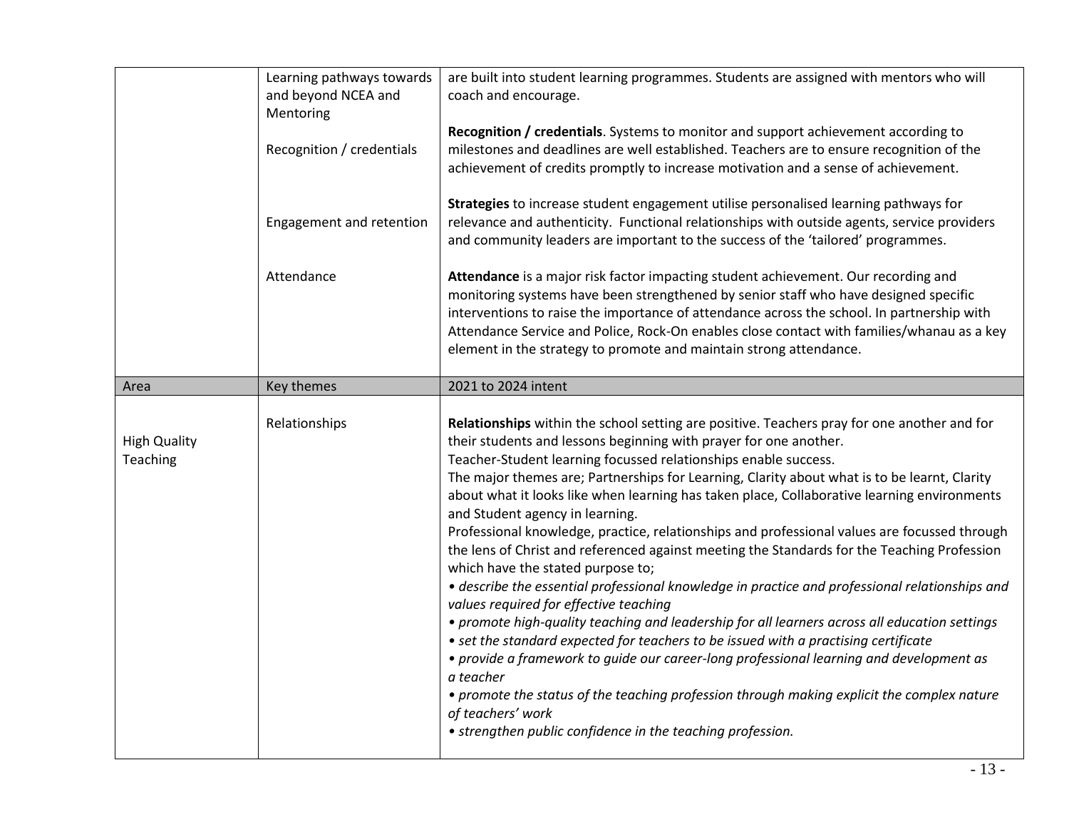| | | |
|---|---|---|
| | Learning pathways towards and beyond NCEA and Mentoring<br><br>Recognition / credentials<br><br>Engagement and retention<br><br>Attendance | are built into student learning programmes. Students are assigned with mentors who will coach and encourage.<br><br>**Recognition / credentials**. Systems to monitor and support achievement according to milestones and deadlines are well established. Teachers are to ensure recognition of the achievement of credits promptly to increase motivation and a sense of achievement.<br><br>**Strategies** to increase student engagement utilise personalised learning pathways for relevance and authenticity. Functional relationships with outside agents, service providers and community leaders are important to the success of the 'tailored' programmes.<br><br>**Attendance** is a major risk factor impacting student achievement. Our recording and monitoring systems have been strengthened by senior staff who have designed specific interventions to raise the importance of attendance across the school. In partnership with Attendance Service and Police, Rock-On enables close contact with families/whanau as a key element in the strategy to promote and maintain strong attendance. |
| Area | Key themes | 2021 to 2024 intent |
| High Quality Teaching | Relationships | **Relationships** within the school setting are positive. Teachers pray for one another and for their students and lessons beginning with prayer for one another.<br>Teacher-Student learning focussed relationships enable success.<br>The major themes are; Partnerships for Learning, Clarity about what is to be learnt, Clarity about what it looks like when learning has taken place, Collaborative learning environments and Student agency in learning.<br>Professional knowledge, practice, relationships and professional values are focussed through the lens of Christ and referenced against meeting the Standards for the Teaching Profession which have the stated purpose to;<br>• *describe the essential professional knowledge in practice and professional relationships and values required for effective teaching*<br>• *promote high-quality teaching and leadership for all learners across all education settings*<br>• *set the standard expected for teachers to be issued with a practising certificate*<br>• *provide a framework to guide our career-long professional learning and development as a teacher*<br>• *promote the status of the teaching profession through making explicit the complex nature of teachers' work*<br>• *strengthen public confidence in the teaching profession.* |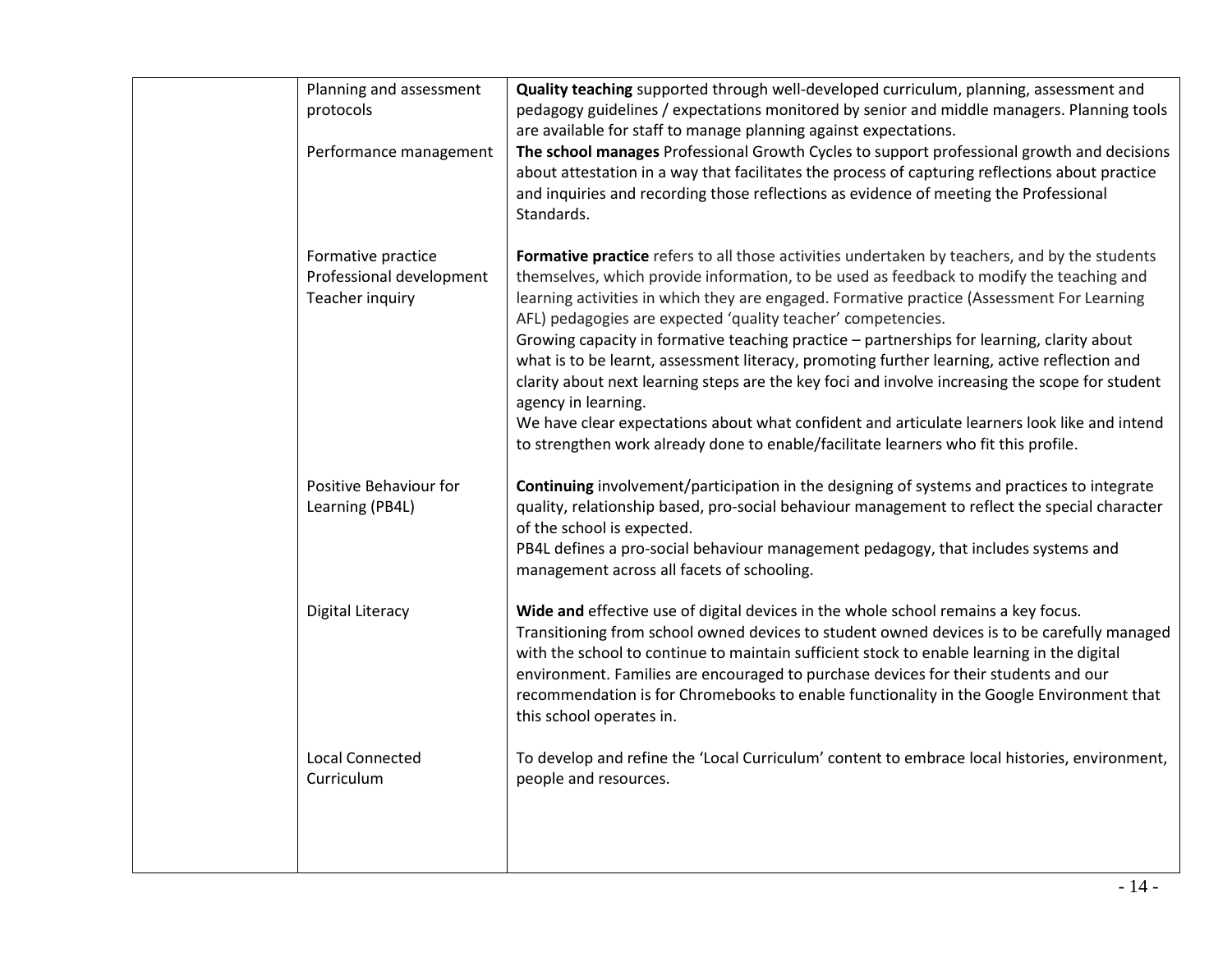| | | |
|---|---|---|
| | Planning and assessment protocols<br><br>Performance management | **Quality teaching** supported through well-developed curriculum, planning, assessment and pedagogy guidelines / expectations monitored by senior and middle managers. Planning tools are available for staff to manage planning against expectations.<br>**The school manages** Professional Growth Cycles to support professional growth and decisions about attestation in a way that facilitates the process of capturing reflections about practice and inquiries and recording those reflections as evidence of meeting the Professional Standards. |
| | Formative practice<br>Professional development<br>Teacher inquiry | **Formative practice** refers to all those activities undertaken by teachers, and by the students themselves, which provide information, to be used as feedback to modify the teaching and learning activities in which they are engaged. Formative practice (Assessment For Learning AFL) pedagogies are expected 'quality teacher' competencies.<br>Growing capacity in formative teaching practice – partnerships for learning, clarity about what is to be learnt, assessment literacy, promoting further learning, active reflection and clarity about next learning steps are the key foci and involve increasing the scope for student agency in learning.<br>We have clear expectations about what confident and articulate learners look like and intend to strengthen work already done to enable/facilitate learners who fit this profile. |
| | Positive Behaviour for Learning (PB4L) | **Continuing** involvement/participation in the designing of systems and practices to integrate quality, relationship based, pro-social behaviour management to reflect the special character of the school is expected.<br>PB4L defines a pro-social behaviour management pedagogy, that includes systems and management across all facets of schooling. |
| | Digital Literacy | **Wide and** effective use of digital devices in the whole school remains a key focus. Transitioning from school owned devices to student owned devices is to be carefully managed with the school to continue to maintain sufficient stock to enable learning in the digital environment. Families are encouraged to purchase devices for their students and our recommendation is for Chromebooks to enable functionality in the Google Environment that this school operates in. |
| | Local Connected Curriculum | To develop and refine the 'Local Curriculum' content to embrace local histories, environment, people and resources. |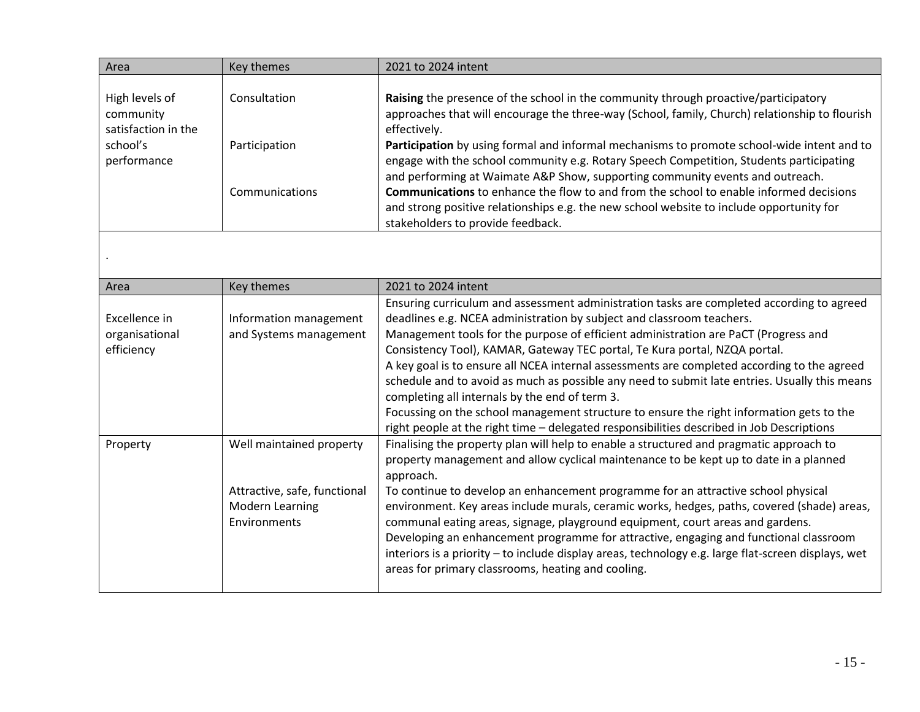| Area | Key themes | 2021 to 2024 intent |
|---|---|---|
| High levels of community satisfaction in the school's performance | Consultation<br><br>Participation<br><br>Communications | **Raising** the presence of the school in the community through proactive/participatory approaches that will encourage the three-way (School, family, Church) relationship to flourish effectively.<br>**Participation** by using formal and informal mechanisms to promote school-wide intent and to engage with the school community e.g. Rotary Speech Competition, Students participating and performing at Waimate A&P Show, supporting community events and outreach.<br>**Communications** to enhance the flow to and from the school to enable informed decisions and strong positive relationships e.g. the new school website to include opportunity for stakeholders to provide feedback. |

.

| Area | Key themes | 2021 to 2024 intent |
|---|---|---|
| Excellence in organisational efficiency | Information management and Systems management | Ensuring curriculum and assessment administration tasks are completed according to agreed deadlines e.g. NCEA administration by subject and classroom teachers.<br>Management tools for the purpose of efficient administration are PaCT (Progress and Consistency Tool), KAMAR, Gateway TEC portal, Te Kura portal, NZQA portal.<br>A key goal is to ensure all NCEA internal assessments are completed according to the agreed schedule and to avoid as much as possible any need to submit late entries. Usually this means completing all internals by the end of term 3.<br>Focussing on the school management structure to ensure the right information gets to the right people at the right time – delegated responsibilities described in Job Descriptions |
| Property | Well maintained property<br><br>Attractive, safe, functional Modern Learning Environments | Finalising the property plan will help to enable a structured and pragmatic approach to property management and allow cyclical maintenance to be kept up to date in a planned approach.<br>To continue to develop an enhancement programme for an attractive school physical environment. Key areas include murals, ceramic works, hedges, paths, covered (shade) areas, communal eating areas, signage, playground equipment, court areas and gardens.<br>Developing an enhancement programme for attractive, engaging and functional classroom interiors is a priority – to include display areas, technology e.g. large flat-screen displays, wet areas for primary classrooms, heating and cooling. |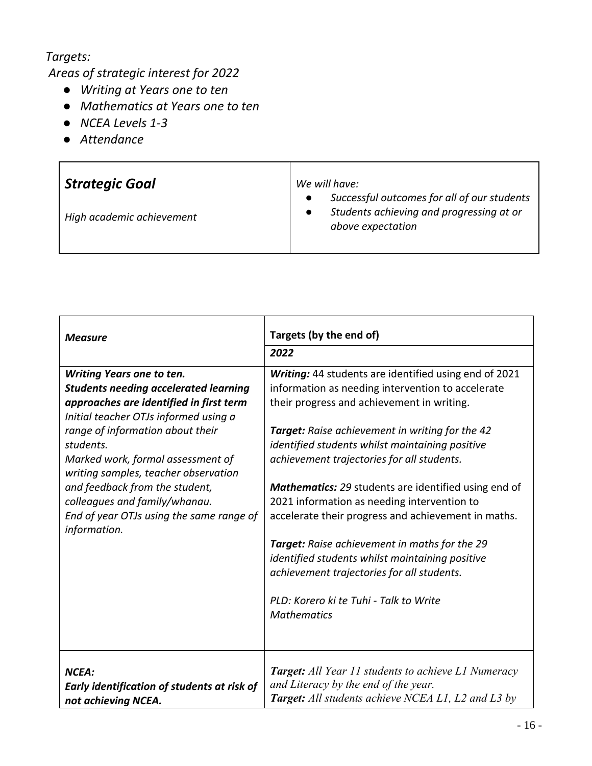*Targets:*

*Areas of strategic interest for 2022*

- *Writing at Years one to ten*
- *Mathematics at Years one to ten*
- *NCEA Levels 1-3*
- *Attendance*

| ***Strategic Goal***<br><br>*High academic achievement* | *We will have:*<br>● *Successful outcomes for all of our students*<br>● *Students achieving and progressing at or above expectation* |
|---|---|

| ***Measure*** | **Targets (by the end of)** |
|---|---|
| | ***2022*** |
| ***Writing Years one to ten.***<br>***Students needing accelerated learning approaches are identified in first term***<br>*Initial teacher OTJs informed using a range of information about their students.*<br>*Marked work, formal assessment of writing samples, teacher observation and feedback from the student, colleagues and family/whanau.*<br>*End of year OTJs using the same range of information.* | ***Writing:*** 44 students are identified using end of 2021 information as needing intervention to accelerate their progress and achievement in writing.<br><br>***Target:*** *Raise achievement in writing for the 42 identified students whilst maintaining positive achievement trajectories for all students.*<br><br>***Mathematics:*** *29* students are identified using end of 2021 information as needing intervention to accelerate their progress and achievement in maths.<br><br>***Target:*** *Raise achievement in maths for the 29 identified students whilst maintaining positive achievement trajectories for all students.*<br><br>*PLD: Korero ki te Tuhi - Talk to Write*<br>*Mathematics* |
| ***NCEA:***<br>***Early identification of students at risk of not achieving NCEA.*** | ***Target:*** *All Year 11 students to achieve L1 Numeracy and Literacy by the end of the year.*<br>***Target:*** *All students achieve NCEA L1, L2 and L3 by* |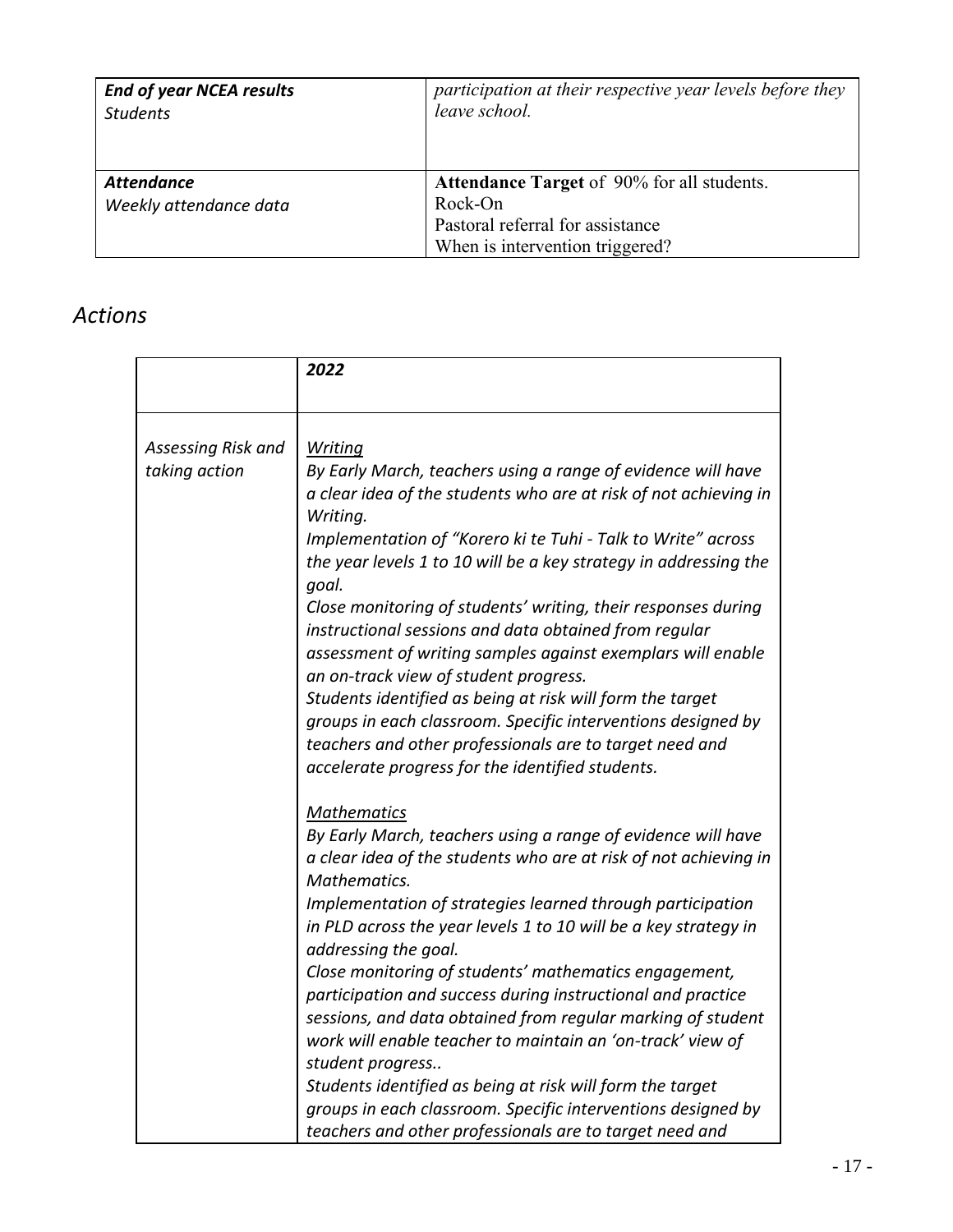| ***End of year NCEA results*** <br> *Students* | *participation at their respective year levels before they leave school.* |
|---|---|
| ***Attendance*** <br> *Weekly attendance data* | **Attendance Target** of 90% for all students. <br> Rock-On <br> Pastoral referral for assistance <br> When is intervention triggered? |

## *Actions*

| | ***2022*** |
|---|---|
| *Assessing Risk and taking action* | *<u>Writing</u>* <br> *By Early March, teachers using a range of evidence will have a clear idea of the students who are at risk of not achieving in Writing.* <br> *Implementation of "Korero ki te Tuhi - Talk to Write" across the year levels 1 to 10 will be a key strategy in addressing the goal.* <br> *Close monitoring of students' writing, their responses during instructional sessions and data obtained from regular assessment of writing samples against exemplars will enable an on-track view of student progress.* <br> *Students identified as being at risk will form the target groups in each classroom. Specific interventions designed by teachers and other professionals are to target need and accelerate progress for the identified students.* <br><br> *<u>Mathematics</u>* <br> *By Early March, teachers using a range of evidence will have a clear idea of the students who are at risk of not achieving in Mathematics.* <br> *Implementation of strategies learned through participation in PLD across the year levels 1 to 10 will be a key strategy in addressing the goal.* <br> *Close monitoring of students' mathematics engagement, participation and success during instructional and practice sessions, and data obtained from regular marking of student work will enable teacher to maintain an 'on-track' view of student progress..* <br> *Students identified as being at risk will form the target groups in each classroom. Specific interventions designed by teachers and other professionals are to target need and* |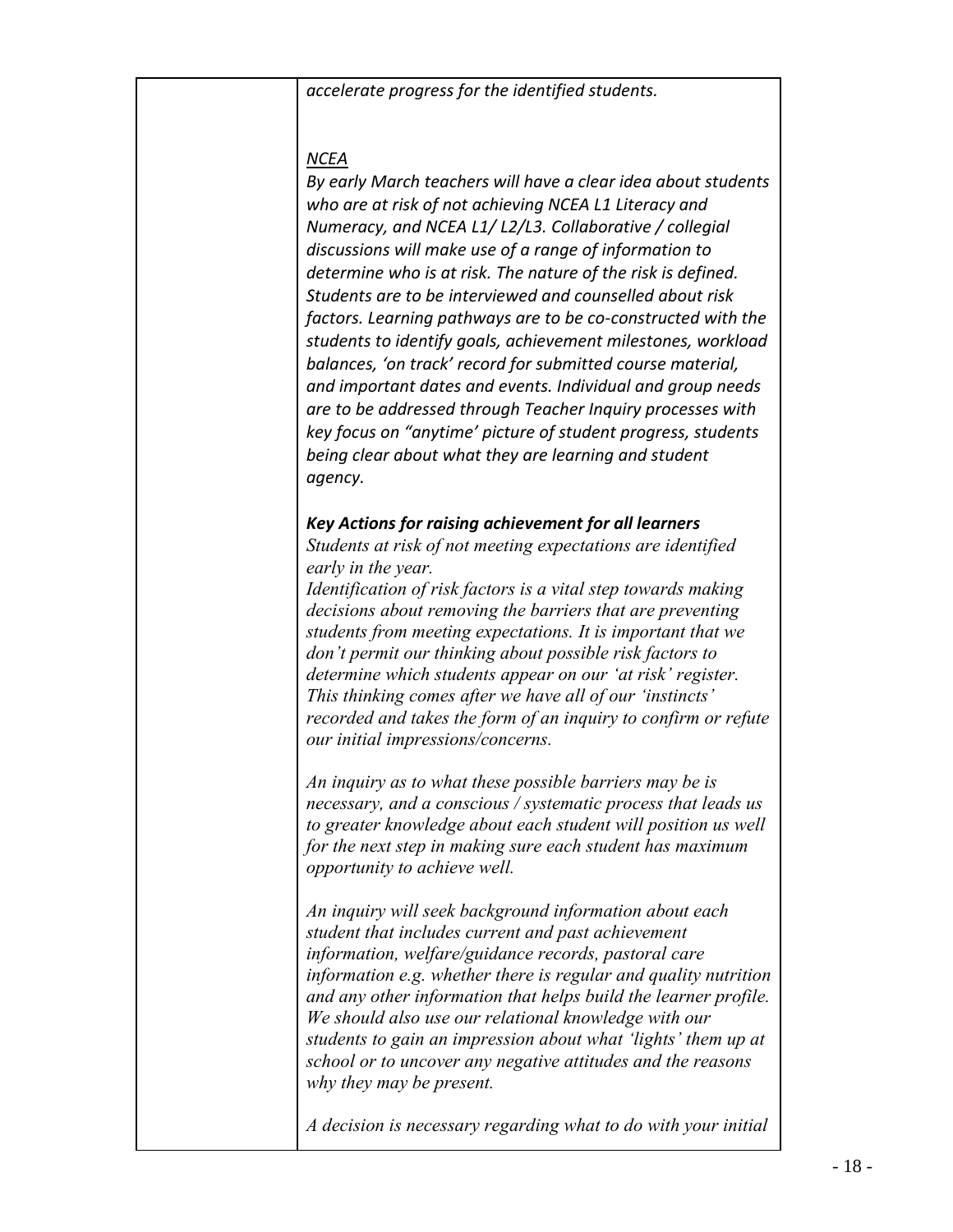| | |
|---|---|
| | *accelerate progress for the identified students.*<br><br>***NCEA***<br>*By early March teachers will have a clear idea about students who are at risk of not achieving NCEA L1 Literacy and Numeracy, and NCEA L1/ L2/L3. Collaborative / collegial discussions will make use of a range of information to determine who is at risk. The nature of the risk is defined. Students are to be interviewed and counselled about risk factors. Learning pathways are to be co-constructed with the students to identify goals, achievement milestones, workload balances, 'on track' record for submitted course material, and important dates and events. Individual and group needs are to be addressed through Teacher Inquiry processes with key focus on "anytime' picture of student progress, students being clear about what they are learning and student agency.*<br><br>***Key Actions for raising achievement for all learners***<br>*Students at risk of not meeting expectations are identified early in the year.*<br>*Identification of risk factors is a vital step towards making decisions about removing the barriers that are preventing students from meeting expectations. It is important that we don't permit our thinking about possible risk factors to determine which students appear on our 'at risk' register. This thinking comes after we have all of our 'instincts' recorded and takes the form of an inquiry to confirm or refute our initial impressions/concerns.*<br><br>*An inquiry as to what these possible barriers may be is necessary, and a conscious / systematic process that leads us to greater knowledge about each student will position us well for the next step in making sure each student has maximum opportunity to achieve well.*<br><br>*An inquiry will seek background information about each student that includes current and past achievement information, welfare/guidance records, pastoral care information e.g. whether there is regular and quality nutrition and any other information that helps build the learner profile. We should also use our relational knowledge with our students to gain an impression about what 'lights' them up at school or to uncover any negative attitudes and the reasons why they may be present.*<br><br>*A decision is necessary regarding what to do with your initial* |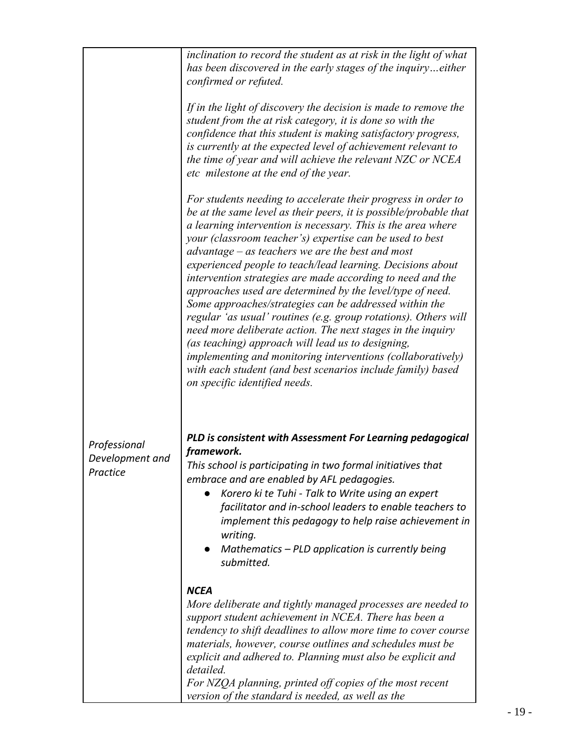| | |
|---|---|
| | *inclination to record the student as at risk in the light of what has been discovered in the early stages of the inquiry…either confirmed or refuted.*<br><br>*If in the light of discovery the decision is made to remove the student from the at risk category, it is done so with the confidence that this student is making satisfactory progress, is currently at the expected level of achievement relevant to the time of year and will achieve the relevant NZC or NCEA etc milestone at the end of the year.*<br><br>*For students needing to accelerate their progress in order to be at the same level as their peers, it is possible/probable that a learning intervention is necessary. This is the area where your (classroom teacher's) expertise can be used to best advantage – as teachers we are the best and most experienced people to teach/lead learning. Decisions about intervention strategies are made according to need and the approaches used are determined by the level/type of need. Some approaches/strategies can be addressed within the regular 'as usual' routines (e.g. group rotations). Others will need more deliberate action. The next stages in the inquiry (as teaching) approach will lead us to designing, implementing and monitoring interventions (collaboratively) with each student (and best scenarios include family) based on specific identified needs.* |
| *Professional Development and Practice* | ***PLD is consistent with Assessment For Learning pedagogical framework.***<br>*This school is participating in two formal initiatives that embrace and are enabled by AFL pedagogies.*<br>● *Korero ki te Tuhi - Talk to Write using an expert facilitator and in-school leaders to enable teachers to implement this pedagogy to help raise achievement in writing.*<br>● *Mathematics – PLD application is currently being submitted.*<br><br>***NCEA***<br>*More deliberate and tightly managed processes are needed to support student achievement in NCEA. There has been a tendency to shift deadlines to allow more time to cover course materials, however, course outlines and schedules must be explicit and adhered to. Planning must also be explicit and detailed.*<br>*For NZQA planning, printed off copies of the most recent version of the standard is needed, as well as the* |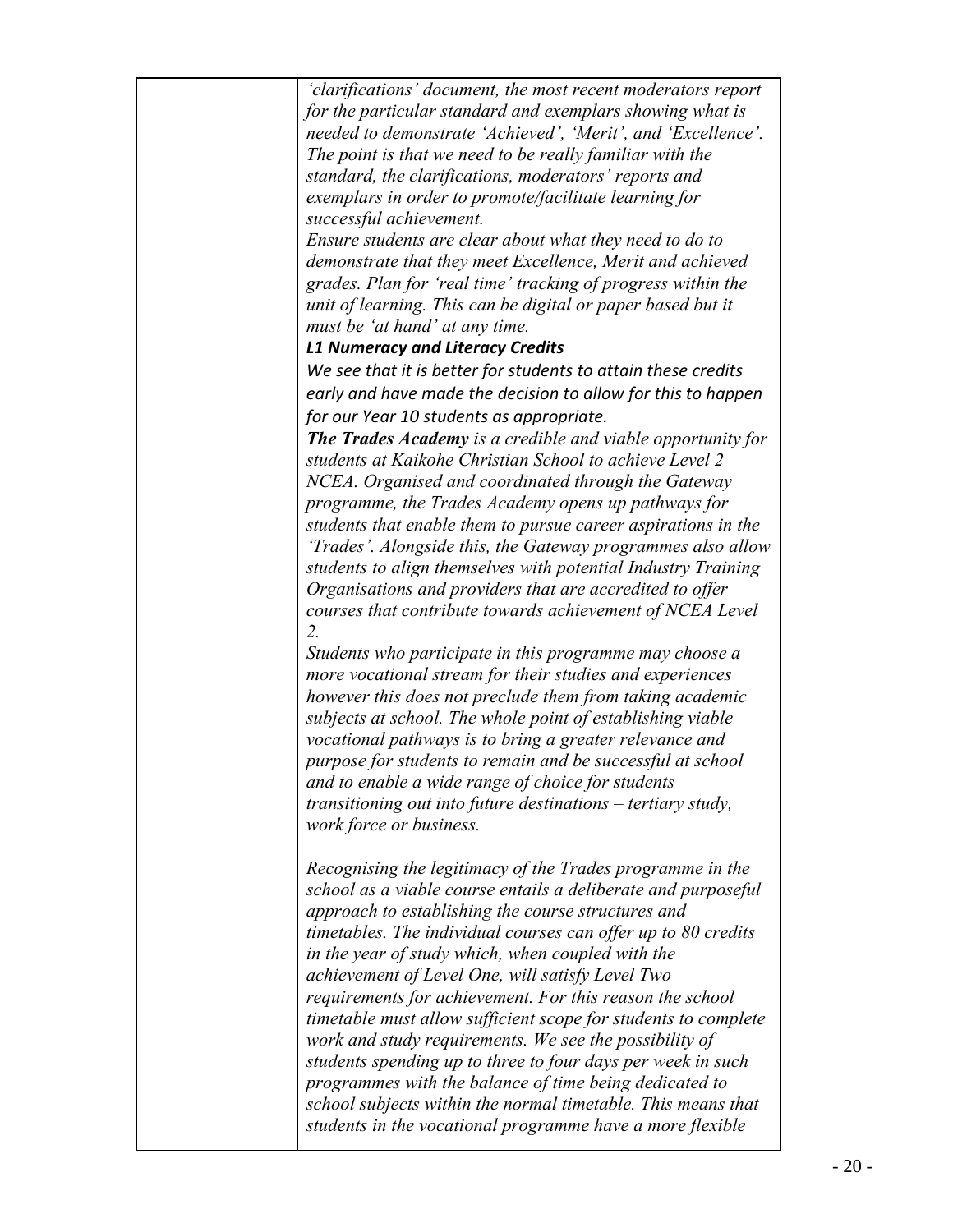| | *'clarifications' document, the most recent moderators report for the particular standard and exemplars showing what is needed to demonstrate 'Achieved', 'Merit', and 'Excellence'. The point is that we need to be really familiar with the standard, the clarifications, moderators' reports and exemplars in order to promote/facilitate learning for successful achievement.* *Ensure students are clear about what they need to do to demonstrate that they meet Excellence, Merit and achieved grades. Plan for 'real time' tracking of progress within the unit of learning. This can be digital or paper based but it must be 'at hand' at any time.* ***L1 Numeracy and Literacy Credits*** *We see that it is better for students to attain these credits early and have made the decision to allow for this to happen for our Year 10 students as appropriate.* ***The Trades Academy*** *is a credible and viable opportunity for students at Kaikohe Christian School to achieve Level 2 NCEA. Organised and coordinated through the Gateway programme, the Trades Academy opens up pathways for students that enable them to pursue career aspirations in the 'Trades'. Alongside this, the Gateway programmes also allow students to align themselves with potential Industry Training Organisations and providers that are accredited to offer courses that contribute towards achievement of NCEA Level 2.* *Students who participate in this programme may choose a more vocational stream for their studies and experiences however this does not preclude them from taking academic subjects at school. The whole point of establishing viable vocational pathways is to bring a greater relevance and purpose for students to remain and be successful at school and to enable a wide range of choice for students transitioning out into future destinations – tertiary study, work force or business.* *Recognising the legitimacy of the Trades programme in the school as a viable course entails a deliberate and purposeful approach to establishing the course structures and timetables. The individual courses can offer up to 80 credits in the year of study which, when coupled with the achievement of Level One, will satisfy Level Two requirements for achievement. For this reason the school timetable must allow sufficient scope for students to complete work and study requirements. We see the possibility of students spending up to three to four days per week in such programmes with the balance of time being dedicated to school subjects within the normal timetable. This means that students in the vocational programme have a more flexible* |
|---|---|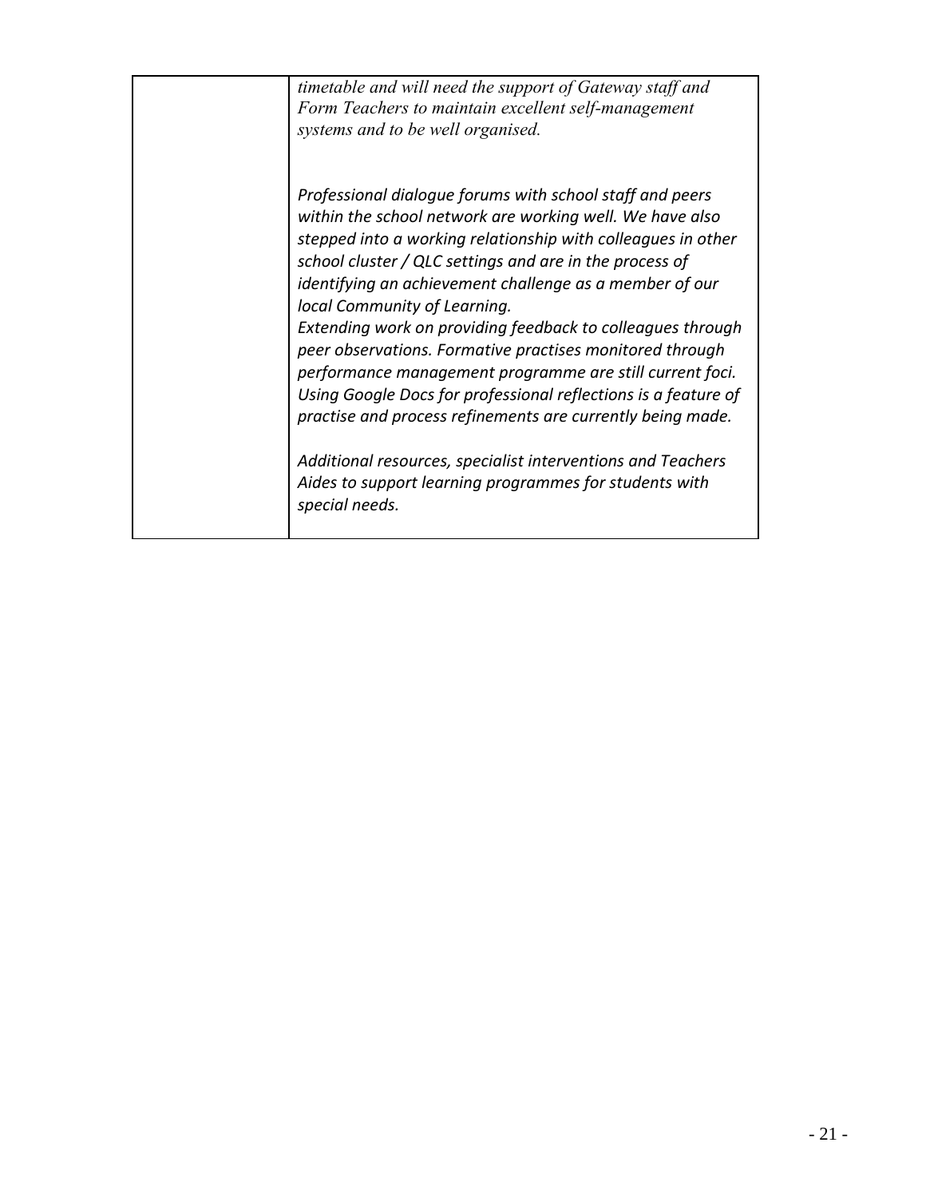| | |
|---|---|
| | *timetable and will need the support of Gateway staff and Form Teachers to maintain excellent self-management systems and to be well organised.*<br><br>*Professional dialogue forums with school staff and peers within the school network are working well. We have also stepped into a working relationship with colleagues in other school cluster / QLC settings and are in the process of identifying an achievement challenge as a member of our local Community of Learning.*<br>*Extending work on providing feedback to colleagues through peer observations. Formative practises monitored through performance management programme are still current foci. Using Google Docs for professional reflections is a feature of practise and process refinements are currently being made.*<br><br>*Additional resources, specialist interventions and Teachers Aides to support learning programmes for students with special needs.* |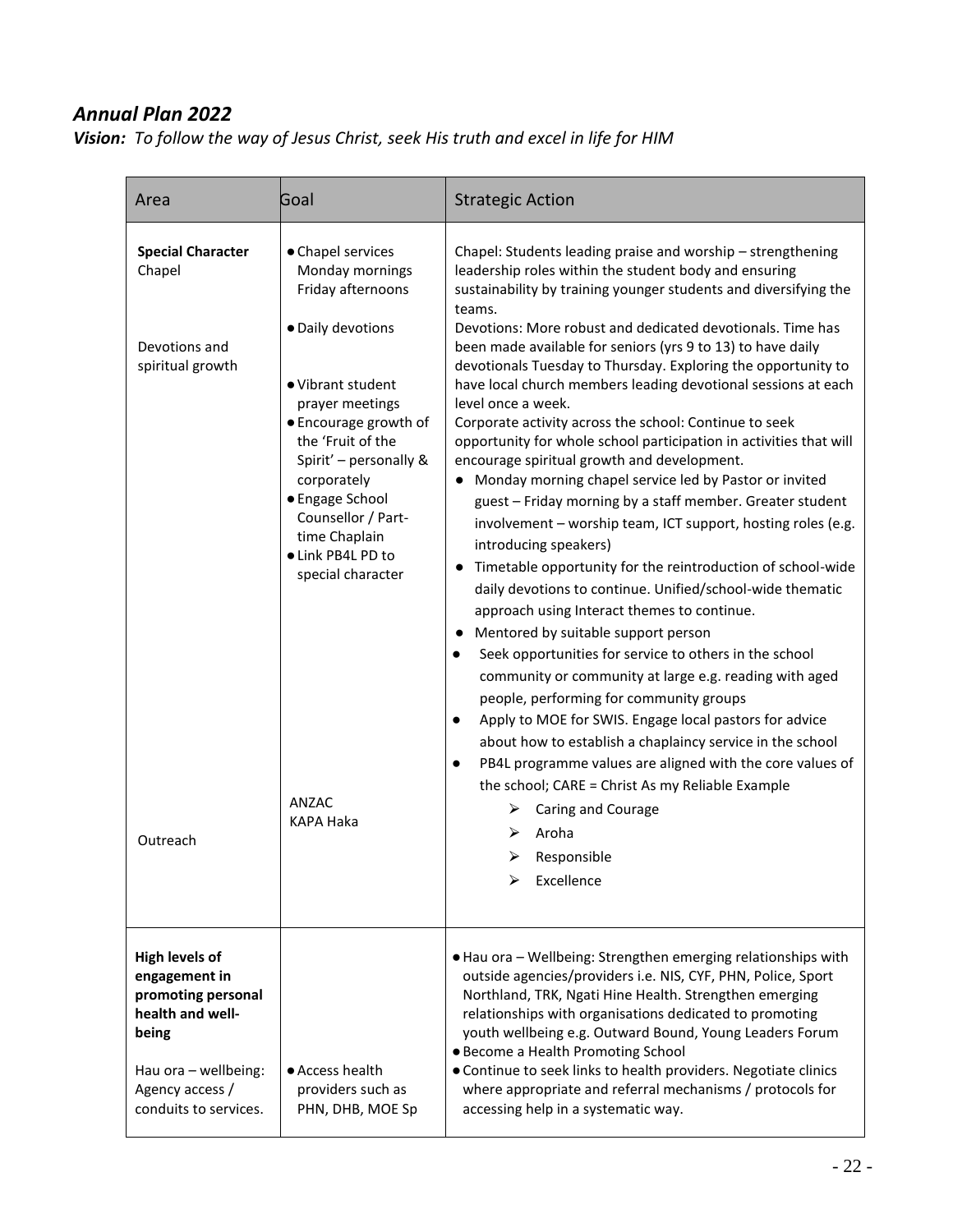## *Annual Plan 2022*

***Vision:*** *To follow the way of Jesus Christ, seek His truth and excel in life for HIM*

| Area | Goal | Strategic Action |
|---|---|---|
| **Special Character**<br>Chapel<br><br>Devotions and spiritual growth<br><br>Outreach | • Chapel services Monday mornings Friday afternoons<br>• Daily devotions<br>• Vibrant student prayer meetings<br>• Encourage growth of the 'Fruit of the Spirit' – personally & corporately<br>• Engage School Counsellor / Part-time Chaplain<br>• Link PB4L PD to special character<br><br>ANZAC<br>KAPA Haka | Chapel: Students leading praise and worship – strengthening leadership roles within the student body and ensuring sustainability by training younger students and diversifying the teams.<br>Devotions: More robust and dedicated devotionals. Time has been made available for seniors (yrs 9 to 13) to have daily devotionals Tuesday to Thursday. Exploring the opportunity to have local church members leading devotional sessions at each level once a week.<br>Corporate activity across the school: Continue to seek opportunity for whole school participation in activities that will encourage spiritual growth and development.<br>• Monday morning chapel service led by Pastor or invited guest – Friday morning by a staff member. Greater student involvement – worship team, ICT support, hosting roles (e.g. introducing speakers)<br>• Timetable opportunity for the reintroduction of school-wide daily devotions to continue. Unified/school-wide thematic approach using Interact themes to continue.<br>• Mentored by suitable support person<br>• Seek opportunities for service to others in the school community or community at large e.g. reading with aged people, performing for community groups<br>• Apply to MOE for SWIS. Engage local pastors for advice about how to establish a chaplaincy service in the school<br>• PB4L programme values are aligned with the core values of the school; CARE = Christ As my Reliable Example<br>➢ Caring and Courage<br>➢ Aroha<br>➢ Responsible<br>➢ Excellence |
| **High levels of engagement in promoting personal health and well-being**<br><br>Hau ora – wellbeing: Agency access / conduits to services. | <br><br><br><br><br>• Access health providers such as PHN, DHB, MOE Sp | • Hau ora – Wellbeing: Strengthen emerging relationships with outside agencies/providers i.e. NIS, CYF, PHN, Police, Sport Northland, TRK, Ngati Hine Health. Strengthen emerging relationships with organisations dedicated to promoting youth wellbeing e.g. Outward Bound, Young Leaders Forum<br>• Become a Health Promoting School<br>• Continue to seek links to health providers. Negotiate clinics where appropriate and referral mechanisms / protocols for accessing help in a systematic way. |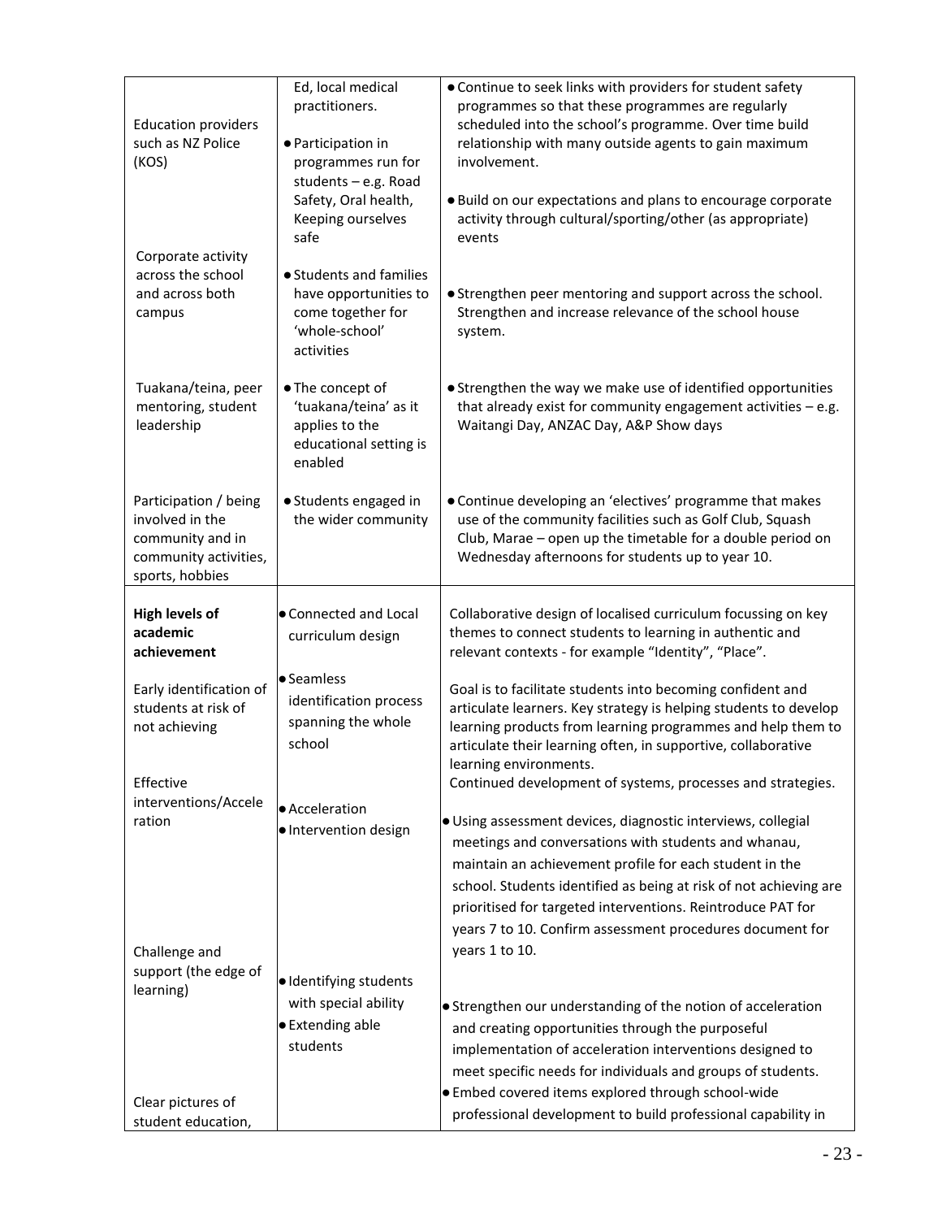| | | |
|---|---|---|
| Education providers such as NZ Police (KOS) | Ed, local medical practitioners.<br>• Participation in programmes run for students – e.g. Road Safety, Oral health, Keeping ourselves safe | • Continue to seek links with providers for student safety programmes so that these programmes are regularly scheduled into the school's programme. Over time build relationship with many outside agents to gain maximum involvement. |
| Corporate activity across the school and across both campus | • Students and families have opportunities to come together for 'whole-school' activities | • Build on our expectations and plans to encourage corporate activity through cultural/sporting/other (as appropriate) events |
| Tuakana/teina, peer mentoring, student leadership | • The concept of 'tuakana/teina' as it applies to the educational setting is enabled | • Strengthen peer mentoring and support across the school. Strengthen and increase relevance of the school house system. |
| Participation / being involved in the community and in community activities, sports, hobbies | • Students engaged in the wider community | • Strengthen the way we make use of identified opportunities that already exist for community engagement activities – e.g. Waitangi Day, ANZAC Day, A&P Show days<br>• Continue developing an 'electives' programme that makes use of the community facilities such as Golf Club, Squash Club, Marae – open up the timetable for a double period on Wednesday afternoons for students up to year 10. |
| **High levels of academic achievement** | • Connected and Local curriculum design | Collaborative design of localised curriculum focussing on key themes to connect students to learning in authentic and relevant contexts - for example "Identity", "Place". |
| Early identification of students at risk of not achieving | • Seamless identification process spanning the whole school | Goal is to facilitate students into becoming confident and articulate learners. Key strategy is helping students to develop learning products from learning programmes and help them to articulate their learning often, in supportive, collaborative learning environments.<br>Continued development of systems, processes and strategies. |
| Effective interventions/Acceleration | • Acceleration<br>• Intervention design | • Using assessment devices, diagnostic interviews, collegial meetings and conversations with students and whanau, maintain an achievement profile for each student in the school. Students identified as being at risk of not achieving are prioritised for targeted interventions. Reintroduce PAT for years 7 to 10. Confirm assessment procedures document for years 1 to 10. |
| Challenge and support (the edge of learning) | • Identifying students with special ability<br>• Extending able students | • Strengthen our understanding of the notion of acceleration and creating opportunities through the purposeful implementation of acceleration interventions designed to meet specific needs for individuals and groups of students. |
| Clear pictures of student education, | | • Embed covered items explored through school-wide professional development to build professional capability in |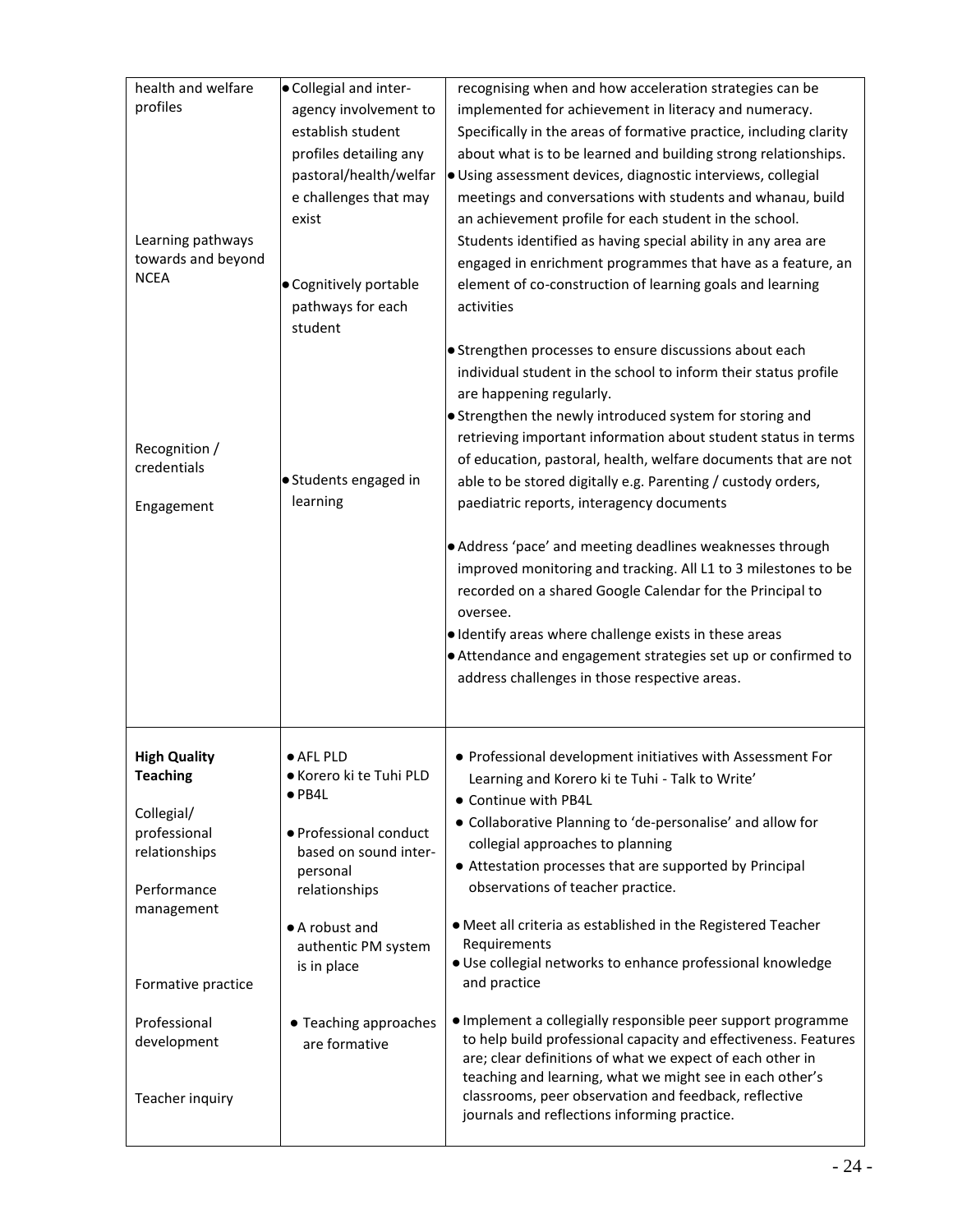| | | |
|---|---|---|
| health and welfare profiles<br><br>Learning pathways towards and beyond NCEA<br><br>Recognition / credentials<br><br>Engagement | • Collegial and inter-agency involvement to establish student profiles detailing any pastoral/health/welfare challenges that may exist<br><br>• Cognitively portable pathways for each student<br><br>• Students engaged in learning | recognising when and how acceleration strategies can be implemented for achievement in literacy and numeracy. Specifically in the areas of formative practice, including clarity about what is to be learned and building strong relationships.<br>• Using assessment devices, diagnostic interviews, collegial meetings and conversations with students and whanau, build an achievement profile for each student in the school. Students identified as having special ability in any area are engaged in enrichment programmes that have as a feature, an element of co-construction of learning goals and learning activities<br><br>• Strengthen processes to ensure discussions about each individual student in the school to inform their status profile are happening regularly.<br>• Strengthen the newly introduced system for storing and retrieving important information about student status in terms of education, pastoral, health, welfare documents that are not able to be stored digitally e.g. Parenting / custody orders, paediatric reports, interagency documents<br><br>• Address 'pace' and meeting deadlines weaknesses through improved monitoring and tracking. All L1 to 3 milestones to be recorded on a shared Google Calendar for the Principal to oversee.<br>• Identify areas where challenge exists in these areas<br>• Attendance and engagement strategies set up or confirmed to address challenges in those respective areas. |
| **High Quality Teaching**<br><br>Collegial/ professional relationships<br><br>Performance management<br><br>Formative practice<br><br>Professional development<br><br>Teacher inquiry | • AFL PLD<br>• Korero ki te Tuhi PLD<br>• PB4L<br><br>• Professional conduct based on sound inter-personal relationships<br><br>• A robust and authentic PM system is in place<br><br>• Teaching approaches are formative | • Professional development initiatives with Assessment For Learning and Korero ki te Tuhi - Talk to Write'<br>• Continue with PB4L<br>• Collaborative Planning to 'de-personalise' and allow for collegial approaches to planning<br>• Attestation processes that are supported by Principal observations of teacher practice.<br><br>• Meet all criteria as established in the Registered Teacher Requirements<br>• Use collegial networks to enhance professional knowledge and practice<br><br>• Implement a collegially responsible peer support programme to help build professional capacity and effectiveness. Features are; clear definitions of what we expect of each other in teaching and learning, what we might see in each other's classrooms, peer observation and feedback, reflective journals and reflections informing practice. |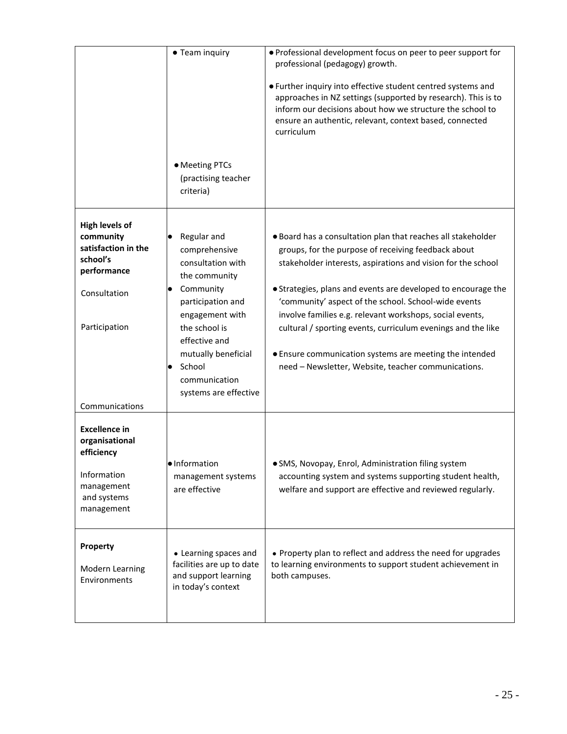| | | |
|---|---|---|
| | • Team inquiry<br><br>• Meeting PTCs (practising teacher criteria) | • Professional development focus on peer to peer support for professional (pedagogy) growth.<br><br>• Further inquiry into effective student centred systems and approaches in NZ settings (supported by research). This is to inform our decisions about how we structure the school to ensure an authentic, relevant, context based, connected curriculum |
| **High levels of community satisfaction in the school's performance**<br><br>Consultation<br><br>Participation<br><br>Communications | • Regular and comprehensive consultation with the community<br>• Community participation and engagement with the school is effective and mutually beneficial<br>• School communication systems are effective | • Board has a consultation plan that reaches all stakeholder groups, for the purpose of receiving feedback about stakeholder interests, aspirations and vision for the school<br><br>• Strategies, plans and events are developed to encourage the 'community' aspect of the school. School-wide events involve families e.g. relevant workshops, social events, cultural / sporting events, curriculum evenings and the like<br><br>• Ensure communication systems are meeting the intended need – Newsletter, Website, teacher communications. |
| **Excellence in organisational efficiency**<br><br>Information management and systems management | • Information management systems are effective | • SMS, Novopay, Enrol, Administration filing system accounting system and systems supporting student health, welfare and support are effective and reviewed regularly. |
| **Property**<br><br>Modern Learning Environments | • Learning spaces and facilities are up to date and support learning in today's context | • Property plan to reflect and address the need for upgrades to learning environments to support student achievement in both campuses. |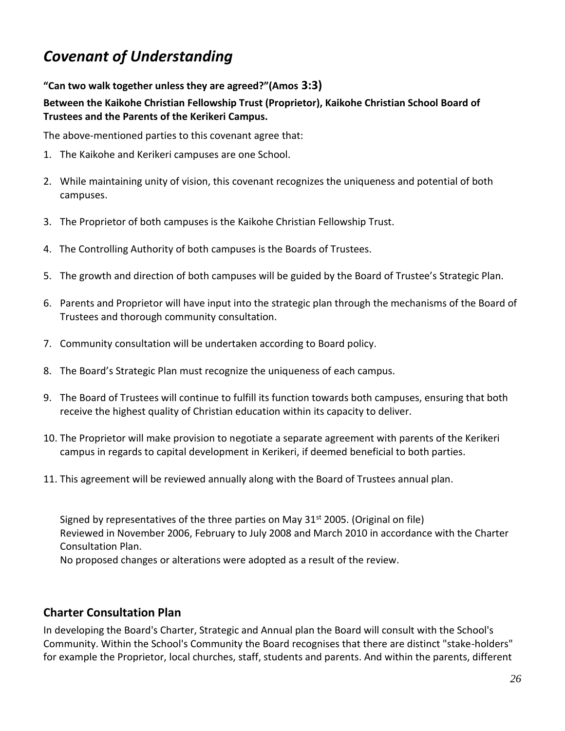# *Covenant of Understanding*

**"Can two walk together unless they are agreed?"(Amos 3:3)**

**Between the Kaikohe Christian Fellowship Trust (Proprietor), Kaikohe Christian School Board of Trustees and the Parents of the Kerikeri Campus.**

The above-mentioned parties to this covenant agree that:

1. The Kaikohe and Kerikeri campuses are one School.
2. While maintaining unity of vision, this covenant recognizes the uniqueness and potential of both campuses.
3. The Proprietor of both campuses is the Kaikohe Christian Fellowship Trust.
4. The Controlling Authority of both campuses is the Boards of Trustees.
5. The growth and direction of both campuses will be guided by the Board of Trustee's Strategic Plan.
6. Parents and Proprietor will have input into the strategic plan through the mechanisms of the Board of Trustees and thorough community consultation.
7. Community consultation will be undertaken according to Board policy.
8. The Board's Strategic Plan must recognize the uniqueness of each campus.
9. The Board of Trustees will continue to fulfill its function towards both campuses, ensuring that both receive the highest quality of Christian education within its capacity to deliver.
10. The Proprietor will make provision to negotiate a separate agreement with parents of the Kerikeri campus in regards to capital development in Kerikeri, if deemed beneficial to both parties.
11. This agreement will be reviewed annually along with the Board of Trustees annual plan.

Signed by representatives of the three parties on May 31st 2005. (Original on file)
Reviewed in November 2006, February to July 2008 and March 2010 in accordance with the Charter Consultation Plan.
No proposed changes or alterations were adopted as a result of the review.

## Charter Consultation Plan

In developing the Board's Charter, Strategic and Annual plan the Board will consult with the School's Community. Within the School's Community the Board recognises that there are distinct "stake-holders" for example the Proprietor, local churches, staff, students and parents. And within the parents, different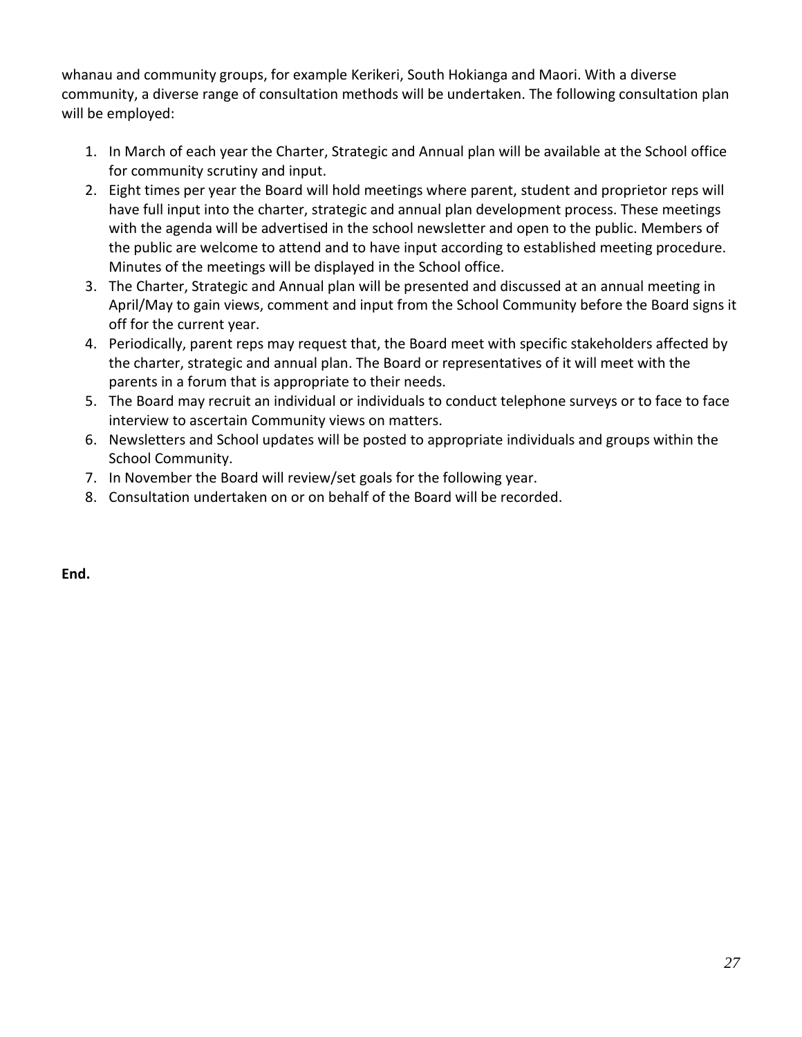whanau and community groups, for example Kerikeri, South Hokianga and Maori. With a diverse community, a diverse range of consultation methods will be undertaken. The following consultation plan will be employed:

1. In March of each year the Charter, Strategic and Annual plan will be available at the School office for community scrutiny and input.
2. Eight times per year the Board will hold meetings where parent, student and proprietor reps will have full input into the charter, strategic and annual plan development process. These meetings with the agenda will be advertised in the school newsletter and open to the public. Members of the public are welcome to attend and to have input according to established meeting procedure. Minutes of the meetings will be displayed in the School office.
3. The Charter, Strategic and Annual plan will be presented and discussed at an annual meeting in April/May to gain views, comment and input from the School Community before the Board signs it off for the current year.
4. Periodically, parent reps may request that, the Board meet with specific stakeholders affected by the charter, strategic and annual plan. The Board or representatives of it will meet with the parents in a forum that is appropriate to their needs.
5. The Board may recruit an individual or individuals to conduct telephone surveys or to face to face interview to ascertain Community views on matters.
6. Newsletters and School updates will be posted to appropriate individuals and groups within the School Community.
7. In November the Board will review/set goals for the following year.
8. Consultation undertaken on or on behalf of the Board will be recorded.

**End.**